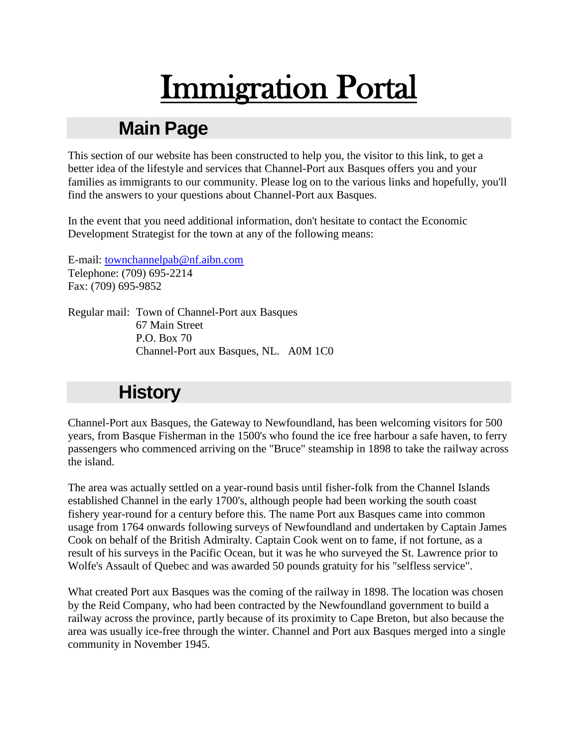# Immigration Portal

## Main Page

This section of our website has been constructed to help you, the visitor to this link, to get a better idea of the lifestyle and services that Channel-Port aux Basques offers you and your families as immigrants to our community. Please log on to the various links and hopefully, you'll find the answers to your questions about Channel-Port aux Basques.

In the event that you need additional information, don't hesitate to contact the Economic Development Strategist for the town at any of the following means:

E-mail: townchannelpab@nf.aibn.com
Telephone: (709) 695-2214
Fax: (709) 695-9852

Regular mail: Town of Channel-Port aux Basques
67 Main Street
P.O. Box 70
Channel-Port aux Basques, NL. A0M 1C0

## History

Channel-Port aux Basques, the Gateway to Newfoundland, has been welcoming visitors for 500 years, from Basque Fisherman in the 1500's who found the ice free harbour a safe haven, to ferry passengers who commenced arriving on the "Bruce" steamship in 1898 to take the railway across the island.

The area was actually settled on a year-round basis until fisher-folk from the Channel Islands established Channel in the early 1700's, although people had been working the south coast fishery year-round for a century before this. The name Port aux Basques came into common usage from 1764 onwards following surveys of Newfoundland and undertaken by Captain James Cook on behalf of the British Admiralty. Captain Cook went on to fame, if not fortune, as a result of his surveys in the Pacific Ocean, but it was he who surveyed the St. Lawrence prior to Wolfe's Assault of Quebec and was awarded 50 pounds gratuity for his "selfless service".

What created Port aux Basques was the coming of the railway in 1898. The location was chosen by the Reid Company, who had been contracted by the Newfoundland government to build a railway across the province, partly because of its proximity to Cape Breton, but also because the area was usually ice-free through the winter. Channel and Port aux Basques merged into a single community in November 1945.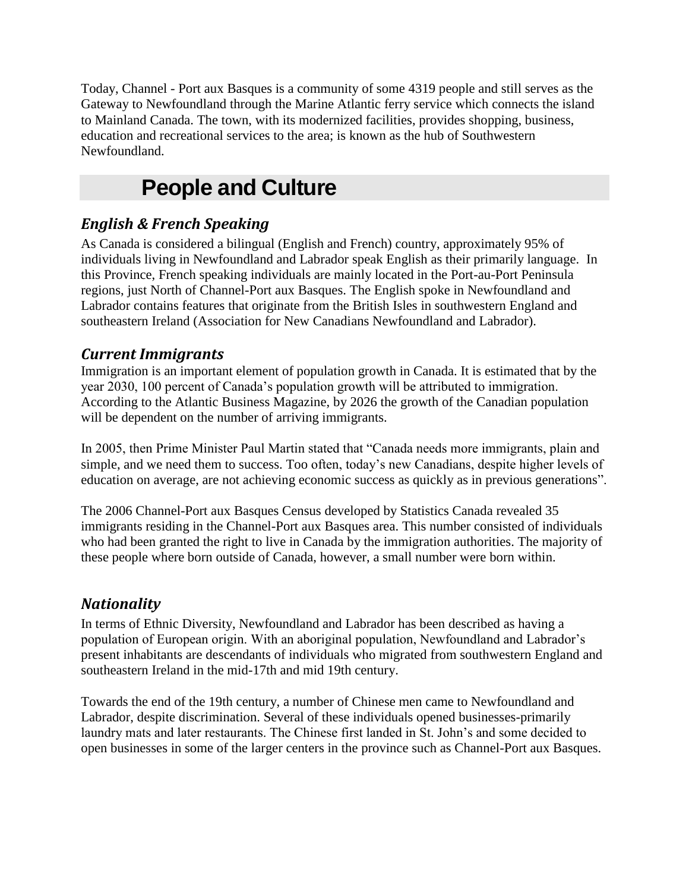Today, Channel - Port aux Basques is a community of some 4319 people and still serves as the Gateway to Newfoundland through the Marine Atlantic ferry service which connects the island to Mainland Canada. The town, with its modernized facilities, provides shopping, business, education and recreational services to the area; is known as the hub of Southwestern Newfoundland.

# People and Culture

### *English & French Speaking*

As Canada is considered a bilingual (English and French) country, approximately 95% of individuals living in Newfoundland and Labrador speak English as their primarily language. In this Province, French speaking individuals are mainly located in the Port-au-Port Peninsula regions, just North of Channel-Port aux Basques. The English spoke in Newfoundland and Labrador contains features that originate from the British Isles in southwestern England and southeastern Ireland (Association for New Canadians Newfoundland and Labrador).

### *Current Immigrants*

Immigration is an important element of population growth in Canada. It is estimated that by the year 2030, 100 percent of Canada's population growth will be attributed to immigration. According to the Atlantic Business Magazine, by 2026 the growth of the Canadian population will be dependent on the number of arriving immigrants.

In 2005, then Prime Minister Paul Martin stated that "Canada needs more immigrants, plain and simple, and we need them to success. Too often, today's new Canadians, despite higher levels of education on average, are not achieving economic success as quickly as in previous generations".

The 2006 Channel-Port aux Basques Census developed by Statistics Canada revealed 35 immigrants residing in the Channel-Port aux Basques area. This number consisted of individuals who had been granted the right to live in Canada by the immigration authorities. The majority of these people where born outside of Canada, however, a small number were born within.

### *Nationality*

In terms of Ethnic Diversity, Newfoundland and Labrador has been described as having a population of European origin. With an aboriginal population, Newfoundland and Labrador's present inhabitants are descendants of individuals who migrated from southwestern England and southeastern Ireland in the mid-17th and mid 19th century.

Towards the end of the 19th century, a number of Chinese men came to Newfoundland and Labrador, despite discrimination. Several of these individuals opened businesses-primarily laundry mats and later restaurants. The Chinese first landed in St. John's and some decided to open businesses in some of the larger centers in the province such as Channel-Port aux Basques.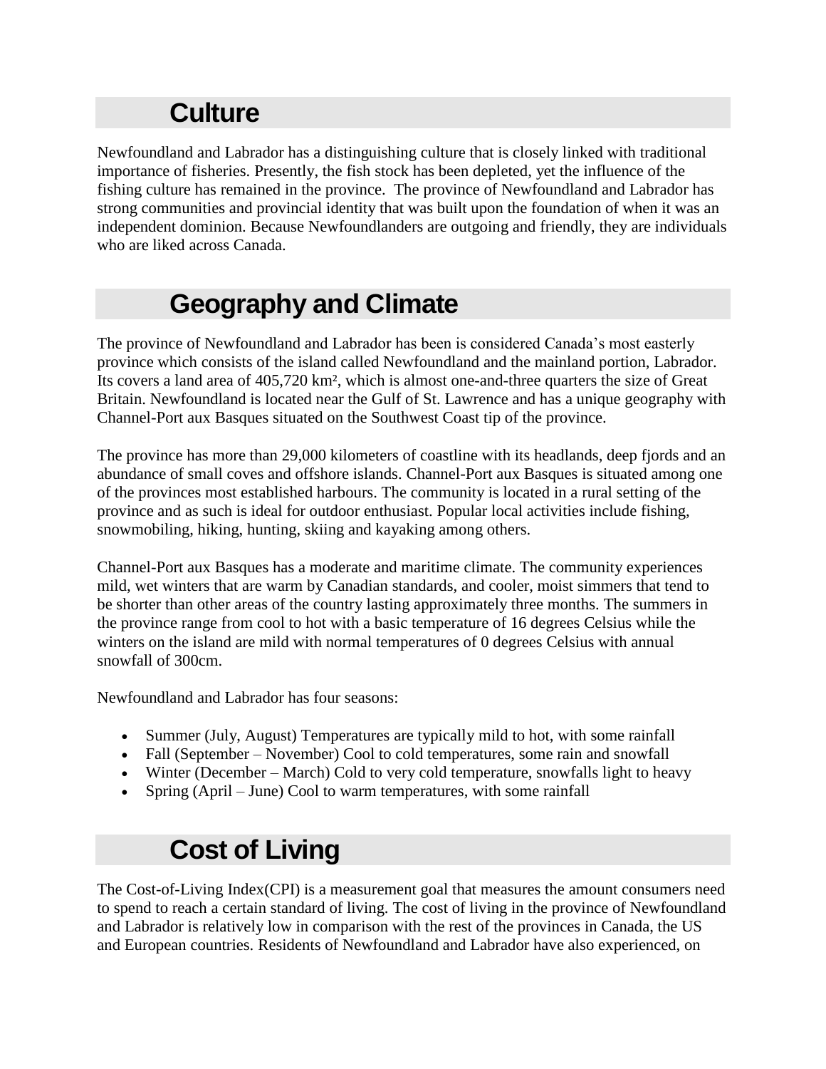## Culture

Newfoundland and Labrador has a distinguishing culture that is closely linked with traditional importance of fisheries. Presently, the fish stock has been depleted, yet the influence of the fishing culture has remained in the province.  The province of Newfoundland and Labrador has strong communities and provincial identity that was built upon the foundation of when it was an independent dominion. Because Newfoundlanders are outgoing and friendly, they are individuals who are liked across Canada.

## Geography and Climate

The province of Newfoundland and Labrador has been is considered Canada's most easterly province which consists of the island called Newfoundland and the mainland portion, Labrador. Its covers a land area of 405,720 km², which is almost one-and-three quarters the size of Great Britain. Newfoundland is located near the Gulf of St. Lawrence and has a unique geography with Channel-Port aux Basques situated on the Southwest Coast tip of the province.

The province has more than 29,000 kilometers of coastline with its headlands, deep fjords and an abundance of small coves and offshore islands. Channel-Port aux Basques is situated among one of the provinces most established harbours. The community is located in a rural setting of the province and as such is ideal for outdoor enthusiast. Popular local activities include fishing, snowmobiling, hiking, hunting, skiing and kayaking among others.

Channel-Port aux Basques has a moderate and maritime climate. The community experiences mild, wet winters that are warm by Canadian standards, and cooler, moist simmers that tend to be shorter than other areas of the country lasting approximately three months. The summers in the province range from cool to hot with a basic temperature of 16 degrees Celsius while the winters on the island are mild with normal temperatures of 0 degrees Celsius with annual snowfall of 300cm.

Newfoundland and Labrador has four seasons:

- Summer (July, August) Temperatures are typically mild to hot, with some rainfall
- Fall (September – November) Cool to cold temperatures, some rain and snowfall
- Winter (December – March) Cold to very cold temperature, snowfalls light to heavy
- Spring (April – June) Cool to warm temperatures, with some rainfall

## Cost of Living

The Cost-of-Living Index(CPI) is a measurement goal that measures the amount consumers need to spend to reach a certain standard of living. The cost of living in the province of Newfoundland and Labrador is relatively low in comparison with the rest of the provinces in Canada, the US and European countries. Residents of Newfoundland and Labrador have also experienced, on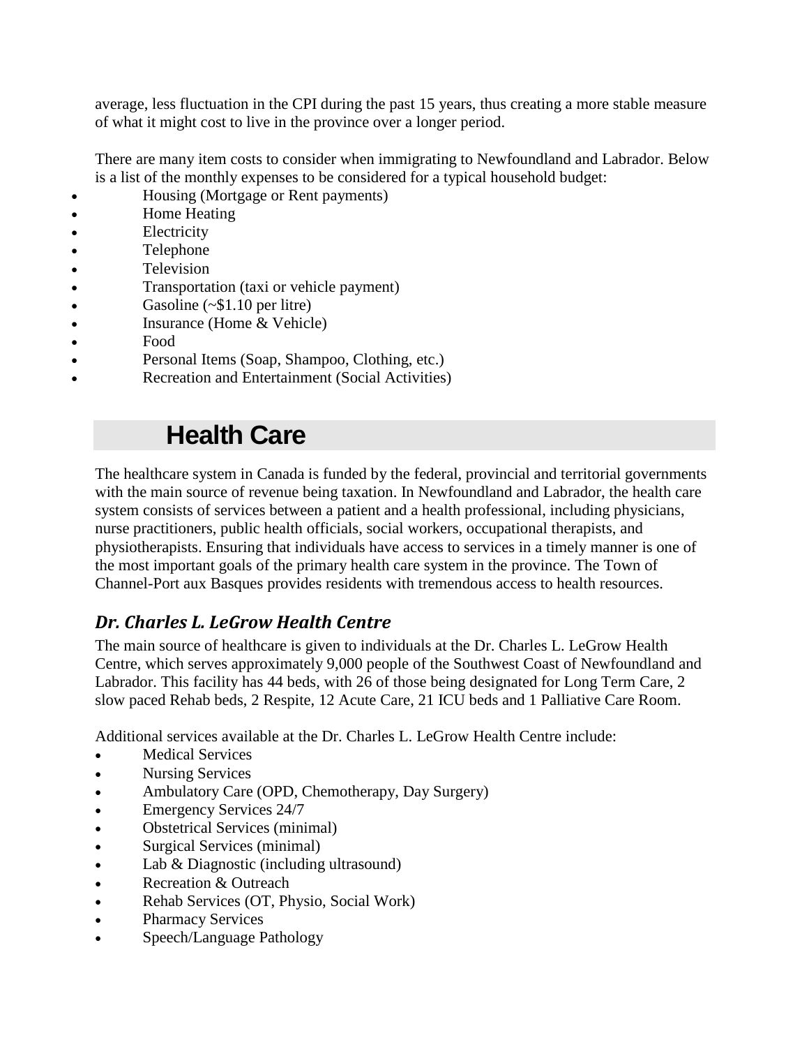average, less fluctuation in the CPI during the past 15 years, thus creating a more stable measure of what it might cost to live in the province over a longer period.

There are many item costs to consider when immigrating to Newfoundland and Labrador. Below is a list of the monthly expenses to be considered for a typical household budget:

- Housing (Mortgage or Rent payments)
- Home Heating
- Electricity
- Telephone
- Television
- Transportation (taxi or vehicle payment)
- Gasoline (~$1.10 per litre)
- Insurance (Home & Vehicle)
- Food
- Personal Items (Soap, Shampoo, Clothing, etc.)
- Recreation and Entertainment (Social Activities)

## Health Care

The healthcare system in Canada is funded by the federal, provincial and territorial governments with the main source of revenue being taxation. In Newfoundland and Labrador, the health care system consists of services between a patient and a health professional, including physicians, nurse practitioners, public health officials, social workers, occupational therapists, and physiotherapists. Ensuring that individuals have access to services in a timely manner is one of the most important goals of the primary health care system in the province. The Town of Channel-Port aux Basques provides residents with tremendous access to health resources.

### *Dr. Charles L. LeGrow Health Centre*

The main source of healthcare is given to individuals at the Dr. Charles L. LeGrow Health Centre, which serves approximately 9,000 people of the Southwest Coast of Newfoundland and Labrador. This facility has 44 beds, with 26 of those being designated for Long Term Care, 2 slow paced Rehab beds, 2 Respite, 12 Acute Care, 21 ICU beds and 1 Palliative Care Room.

Additional services available at the Dr. Charles L. LeGrow Health Centre include:

- Medical Services
- Nursing Services
- Ambulatory Care (OPD, Chemotherapy, Day Surgery)
- Emergency Services 24/7
- Obstetrical Services (minimal)
- Surgical Services (minimal)
- Lab & Diagnostic (including ultrasound)
- Recreation & Outreach
- Rehab Services (OT, Physio, Social Work)
- Pharmacy Services
- Speech/Language Pathology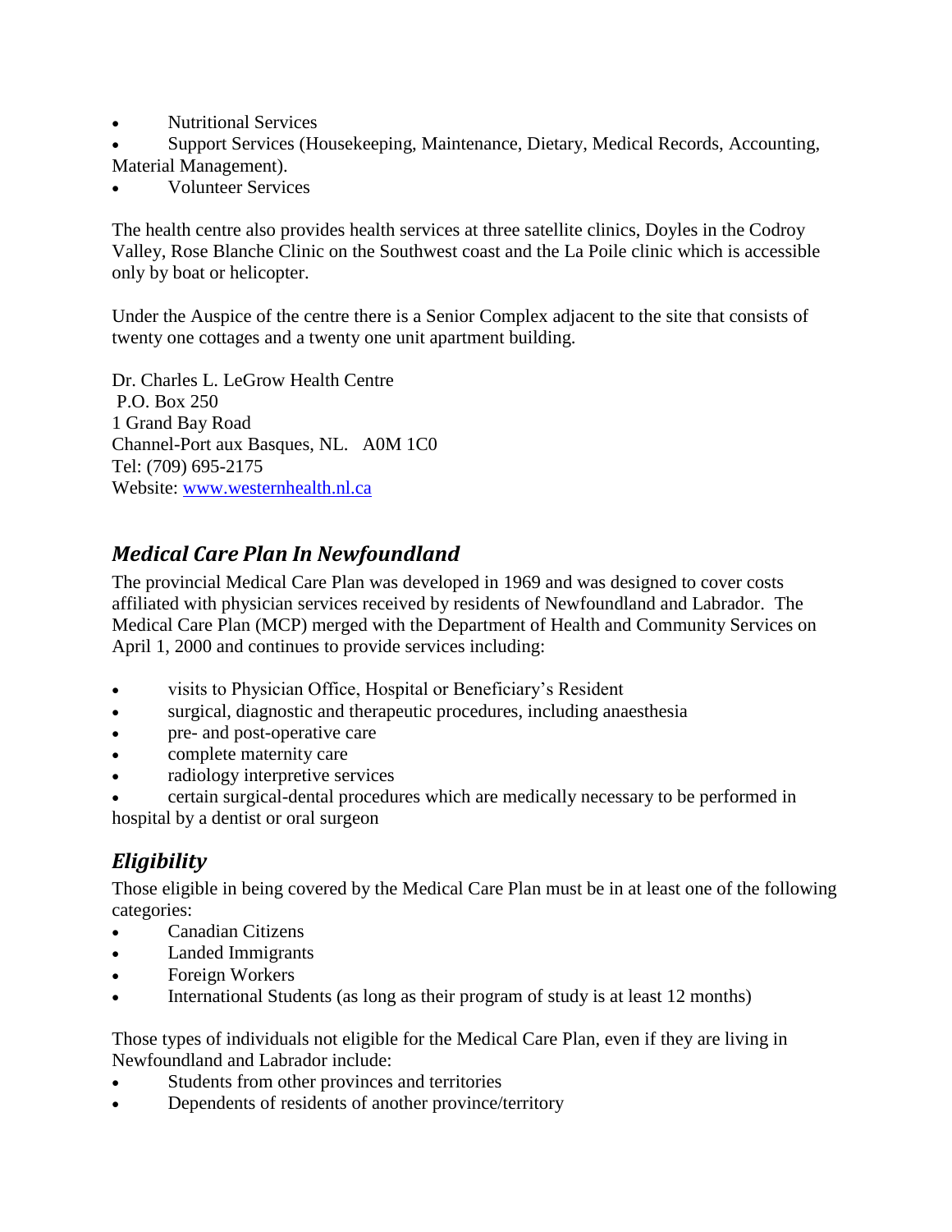- Nutritional Services
- Support Services (Housekeeping, Maintenance, Dietary, Medical Records, Accounting, Material Management).
- Volunteer Services

The health centre also provides health services at three satellite clinics, Doyles in the Codroy Valley, Rose Blanche Clinic on the Southwest coast and the La Poile clinic which is accessible only by boat or helicopter.

Under the Auspice of the centre there is a Senior Complex adjacent to the site that consists of twenty one cottages and a twenty one unit apartment building.

Dr. Charles L. LeGrow Health Centre
P.O. Box 250
1 Grand Bay Road
Channel-Port aux Basques, NL. A0M 1C0
Tel: (709) 695-2175
Website: [www.westernhealth.nl.ca](http://www.westernhealth.nl.ca)

## *Medical Care Plan In Newfoundland*

The provincial Medical Care Plan was developed in 1969 and was designed to cover costs affiliated with physician services received by residents of Newfoundland and Labrador. The Medical Care Plan (MCP) merged with the Department of Health and Community Services on April 1, 2000 and continues to provide services including:

- visits to Physician Office, Hospital or Beneficiary's Resident
- surgical, diagnostic and therapeutic procedures, including anaesthesia
- pre- and post-operative care
- complete maternity care
- radiology interpretive services
- certain surgical-dental procedures which are medically necessary to be performed in hospital by a dentist or oral surgeon

## *Eligibility*

Those eligible in being covered by the Medical Care Plan must be in at least one of the following categories:

- Canadian Citizens
- Landed Immigrants
- Foreign Workers
- International Students (as long as their program of study is at least 12 months)

Those types of individuals not eligible for the Medical Care Plan, even if they are living in Newfoundland and Labrador include:

- Students from other provinces and territories
- Dependents of residents of another province/territory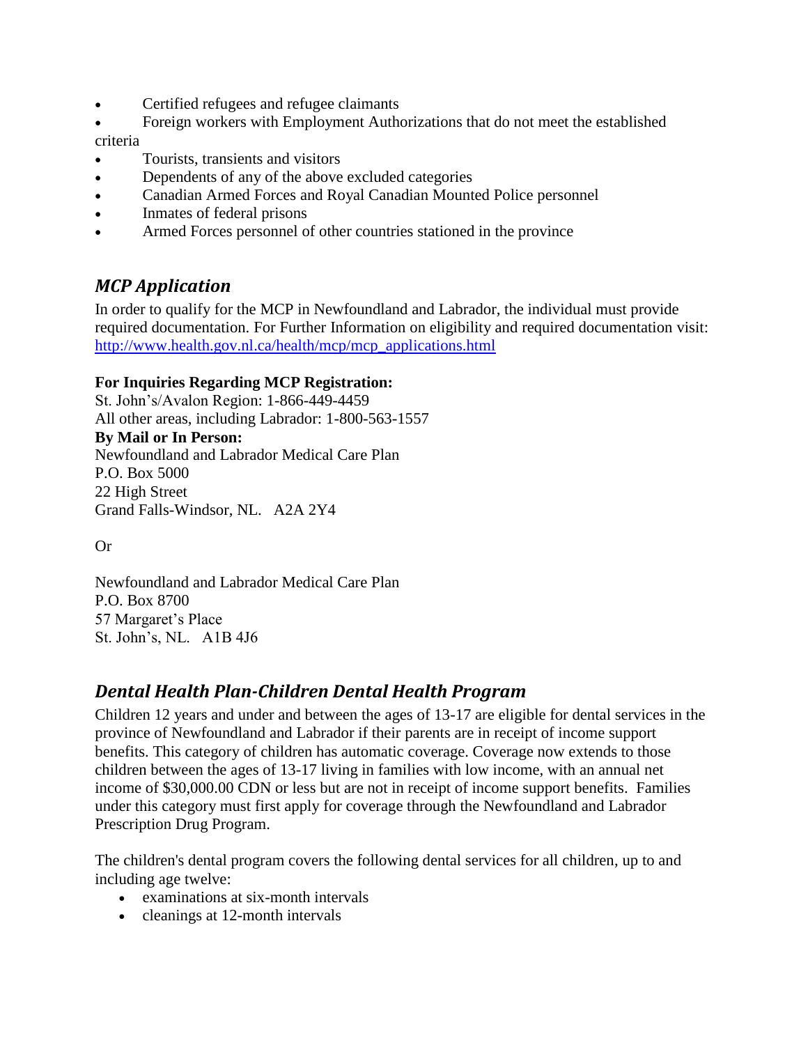- Certified refugees and refugee claimants
- Foreign workers with Employment Authorizations that do not meet the established criteria
- Tourists, transients and visitors
- Dependents of any of the above excluded categories
- Canadian Armed Forces and Royal Canadian Mounted Police personnel
- Inmates of federal prisons
- Armed Forces personnel of other countries stationed in the province

## *MCP Application*

In order to qualify for the MCP in Newfoundland and Labrador, the individual must provide required documentation. For Further Information on eligibility and required documentation visit: [http://www.health.gov.nl.ca/health/mcp/mcp_applications.html](http://www.health.gov.nl.ca/health/mcp/mcp_applications.html)

**For Inquiries Regarding MCP Registration:**
St. John's/Avalon Region: 1-866-449-4459
All other areas, including Labrador: 1-800-563-1557
**By Mail or In Person:**
Newfoundland and Labrador Medical Care Plan
P.O. Box 5000
22 High Street
Grand Falls-Windsor, NL. A2A 2Y4

Or

Newfoundland and Labrador Medical Care Plan
P.O. Box 8700
57 Margaret's Place
St. John's, NL. A1B 4J6

## *Dental Health Plan-Children Dental Health Program*

Children 12 years and under and between the ages of 13-17 are eligible for dental services in the province of Newfoundland and Labrador if their parents are in receipt of income support benefits. This category of children has automatic coverage. Coverage now extends to those children between the ages of 13-17 living in families with low income, with an annual net income of $30,000.00 CDN or less but are not in receipt of income support benefits. Families under this category must first apply for coverage through the Newfoundland and Labrador Prescription Drug Program.

The children's dental program covers the following dental services for all children, up to and including age twelve:

- examinations at six-month intervals
- cleanings at 12-month intervals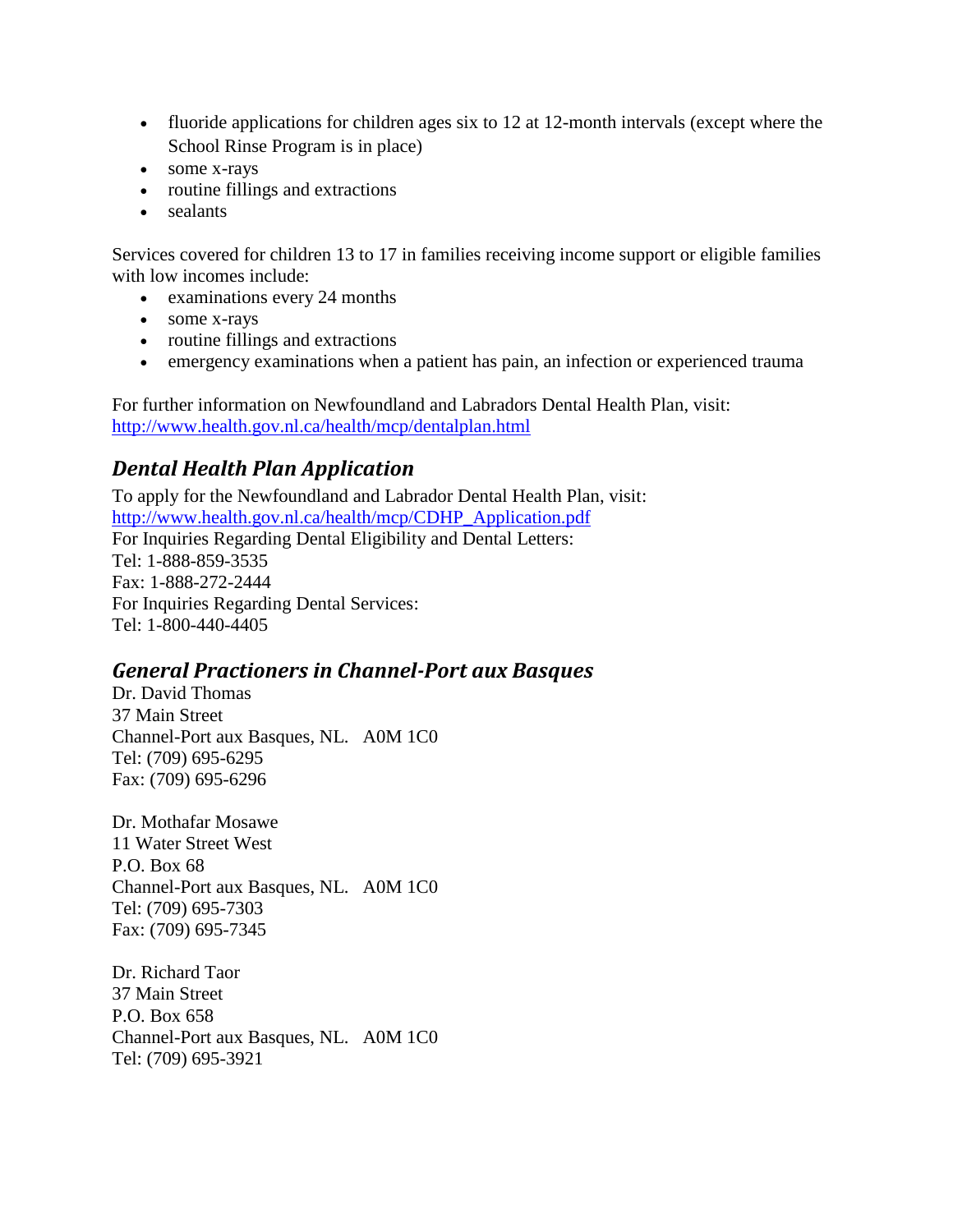- fluoride applications for children ages six to 12 at 12-month intervals (except where the School Rinse Program is in place)
- some x-rays
- routine fillings and extractions
- sealants

Services covered for children 13 to 17 in families receiving income support or eligible families with low incomes include:

- examinations every 24 months
- some x-rays
- routine fillings and extractions
- emergency examinations when a patient has pain, an infection or experienced trauma

For further information on Newfoundland and Labradors Dental Health Plan, visit:
http://www.health.gov.nl.ca/health/mcp/dentalplan.html

### *Dental Health Plan Application*

To apply for the Newfoundland and Labrador Dental Health Plan, visit:
http://www.health.gov.nl.ca/health/mcp/CDHP_Application.pdf
For Inquiries Regarding Dental Eligibility and Dental Letters:
Tel: 1-888-859-3535
Fax: 1-888-272-2444
For Inquiries Regarding Dental Services:
Tel: 1-800-440-4405

### *General Practioners in Channel-Port aux Basques*

Dr. David Thomas
37 Main Street
Channel-Port aux Basques, NL. A0M 1C0
Tel: (709) 695-6295
Fax: (709) 695-6296

Dr. Mothafar Mosawe
11 Water Street West
P.O. Box 68
Channel-Port aux Basques, NL. A0M 1C0
Tel: (709) 695-7303
Fax: (709) 695-7345

Dr. Richard Taor
37 Main Street
P.O. Box 658
Channel-Port aux Basques, NL. A0M 1C0
Tel: (709) 695-3921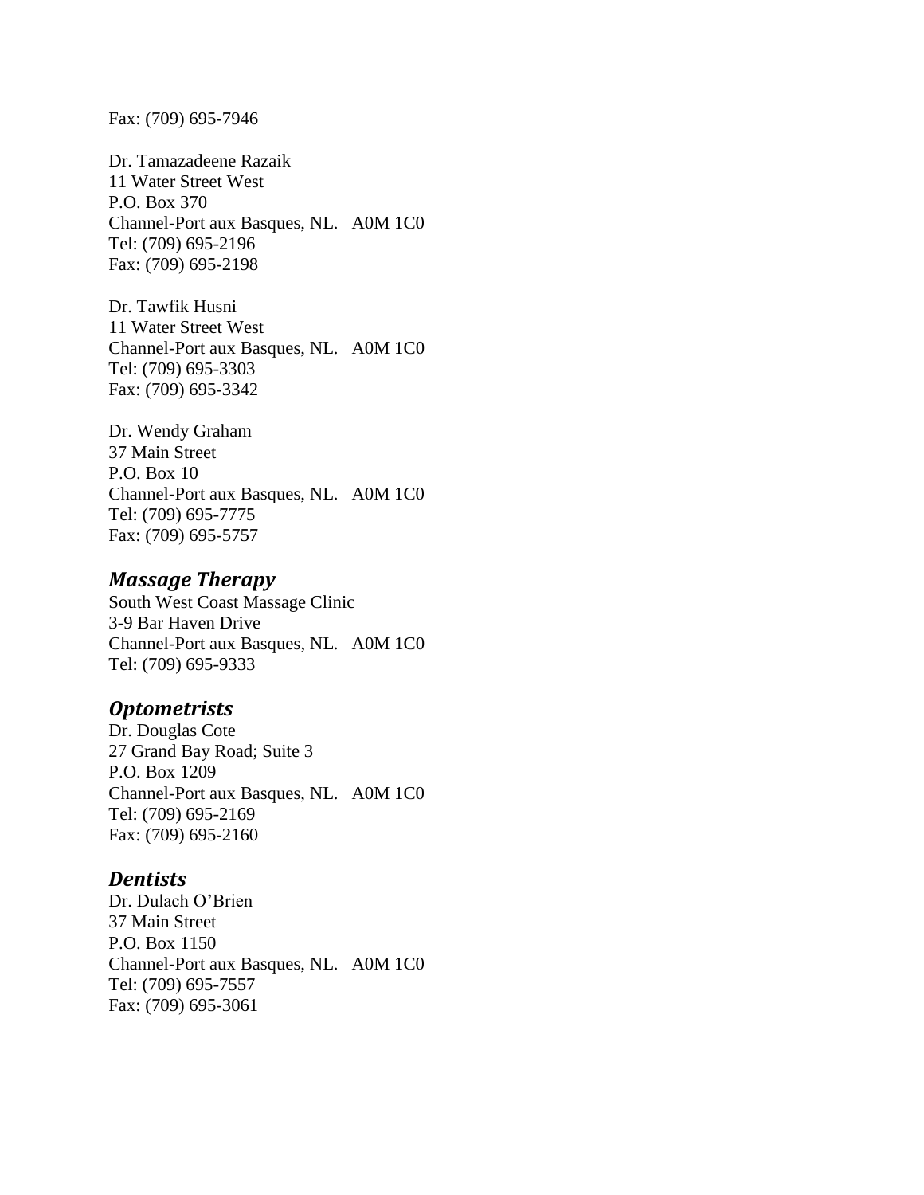Fax: (709) 695-7946

Dr. Tamazadeene Razaik  
11 Water Street West  
P.O. Box 370  
Channel-Port aux Basques, NL. A0M 1C0  
Tel: (709) 695-2196  
Fax: (709) 695-2198

Dr. Tawfik Husni  
11 Water Street West  
Channel-Port aux Basques, NL. A0M 1C0  
Tel: (709) 695-3303  
Fax: (709) 695-3342

Dr. Wendy Graham  
37 Main Street  
P.O. Box 10  
Channel-Port aux Basques, NL. A0M 1C0  
Tel: (709) 695-7775  
Fax: (709) 695-5757

### *Massage Therapy*

South West Coast Massage Clinic  
3-9 Bar Haven Drive  
Channel-Port aux Basques, NL. A0M 1C0  
Tel: (709) 695-9333

### *Optometrists*

Dr. Douglas Cote  
27 Grand Bay Road; Suite 3  
P.O. Box 1209  
Channel-Port aux Basques, NL. A0M 1C0  
Tel: (709) 695-2169  
Fax: (709) 695-2160

### *Dentists*

Dr. Dulach O'Brien  
37 Main Street  
P.O. Box 1150  
Channel-Port aux Basques, NL. A0M 1C0  
Tel: (709) 695-7557  
Fax: (709) 695-3061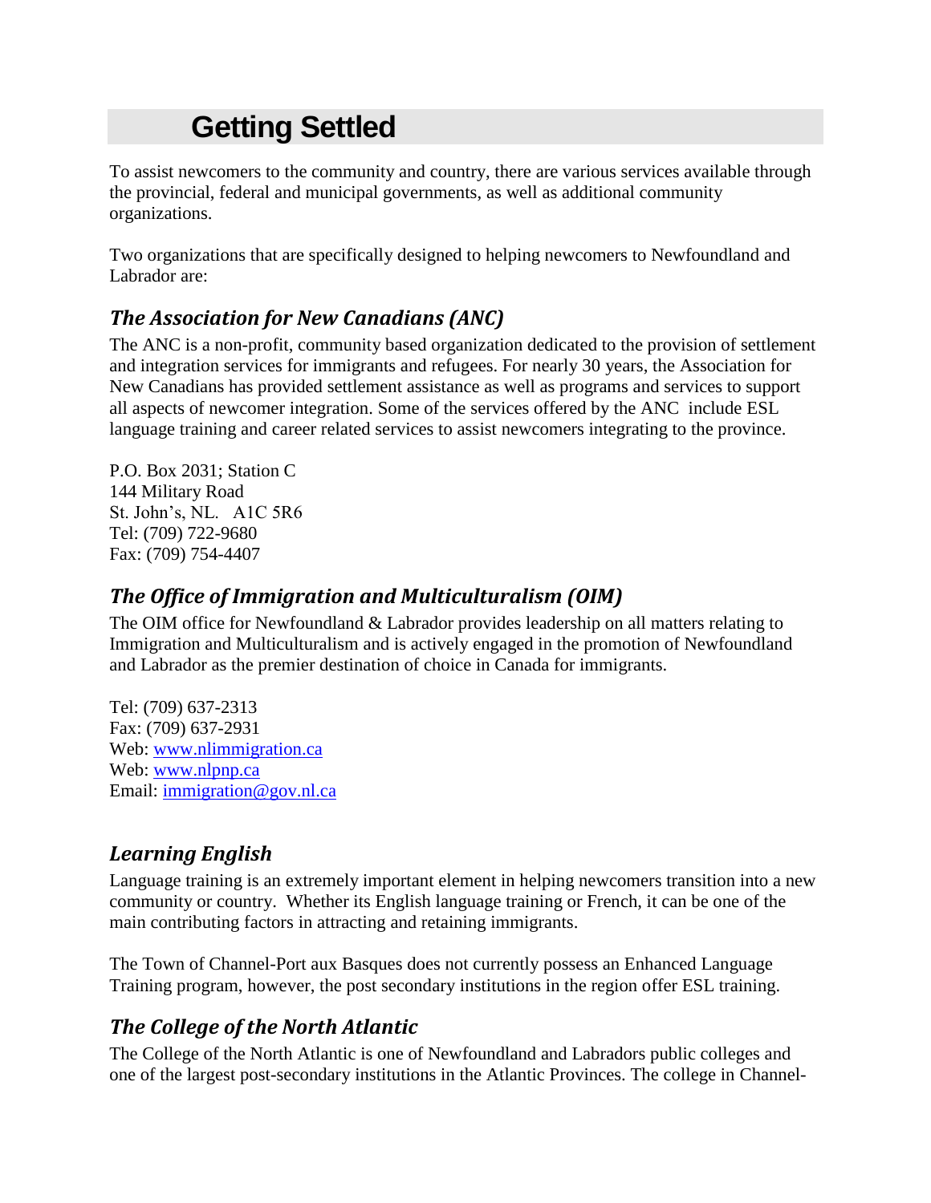# Getting Settled

To assist newcomers to the community and country, there are various services available through the provincial, federal and municipal governments, as well as additional community organizations.

Two organizations that are specifically designed to helping newcomers to Newfoundland and Labrador are:

## *The Association for New Canadians (ANC)*

The ANC is a non-profit, community based organization dedicated to the provision of settlement and integration services for immigrants and refugees. For nearly 30 years, the Association for New Canadians has provided settlement assistance as well as programs and services to support all aspects of newcomer integration. Some of the services offered by the ANC include ESL language training and career related services to assist newcomers integrating to the province.

P.O. Box 2031; Station C
144 Military Road
St. John's, NL. A1C 5R6
Tel: (709) 722-9680
Fax: (709) 754-4407

## *The Office of Immigration and Multiculturalism (OIM)*

The OIM office for Newfoundland & Labrador provides leadership on all matters relating to Immigration and Multiculturalism and is actively engaged in the promotion of Newfoundland and Labrador as the premier destination of choice in Canada for immigrants.

Tel: (709) 637-2313
Fax: (709) 637-2931
Web: www.nlimmigration.ca
Web: www.nlpnp.ca
Email: immigration@gov.nl.ca

## *Learning English*

Language training is an extremely important element in helping newcomers transition into a new community or country. Whether its English language training or French, it can be one of the main contributing factors in attracting and retaining immigrants.

The Town of Channel-Port aux Basques does not currently possess an Enhanced Language Training program, however, the post secondary institutions in the region offer ESL training.

## *The College of the North Atlantic*

The College of the North Atlantic is one of Newfoundland and Labradors public colleges and one of the largest post-secondary institutions in the Atlantic Provinces. The college in Channel-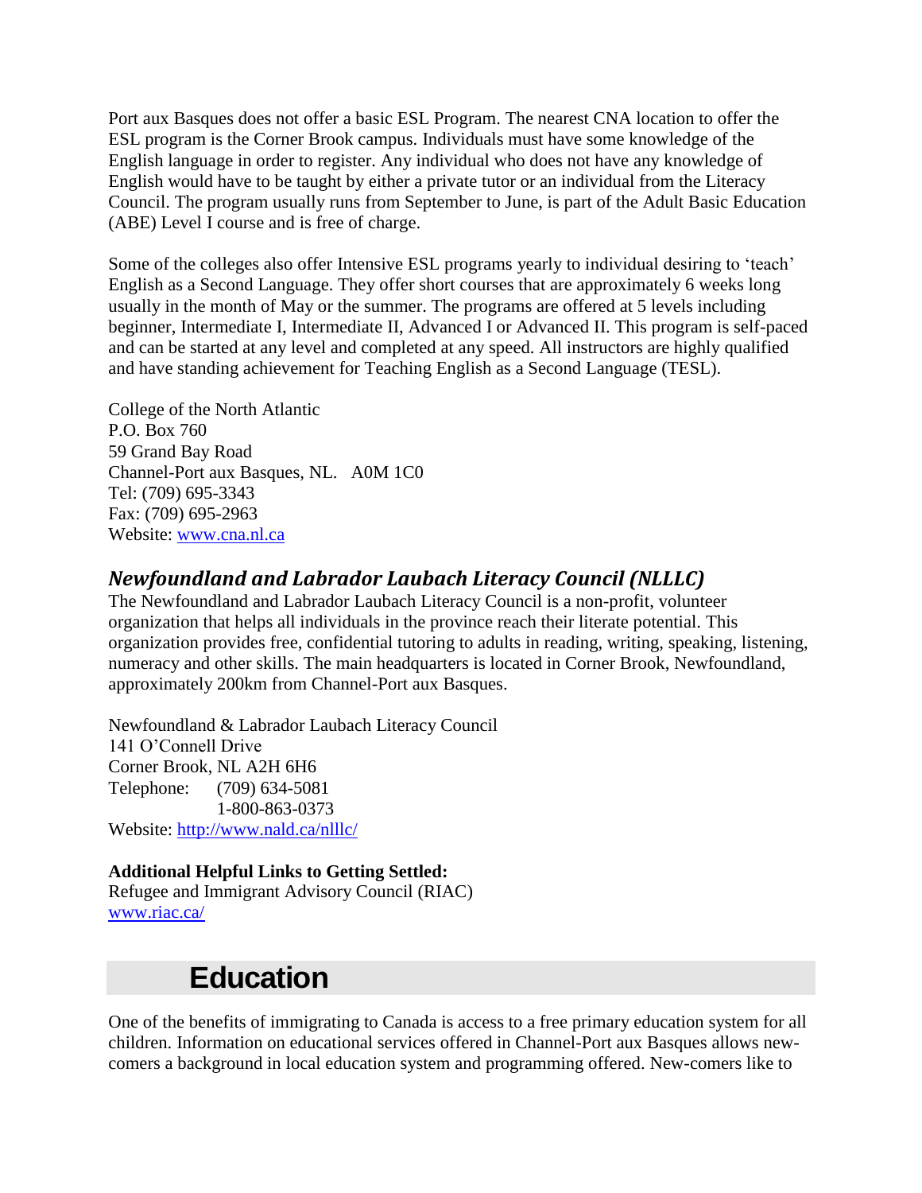Port aux Basques does not offer a basic ESL Program. The nearest CNA location to offer the ESL program is the Corner Brook campus. Individuals must have some knowledge of the English language in order to register. Any individual who does not have any knowledge of English would have to be taught by either a private tutor or an individual from the Literacy Council. The program usually runs from September to June, is part of the Adult Basic Education (ABE) Level I course and is free of charge.

Some of the colleges also offer Intensive ESL programs yearly to individual desiring to 'teach' English as a Second Language. They offer short courses that are approximately 6 weeks long usually in the month of May or the summer. The programs are offered at 5 levels including beginner, Intermediate I, Intermediate II, Advanced I or Advanced II. This program is self-paced and can be started at any level and completed at any speed. All instructors are highly qualified and have standing achievement for Teaching English as a Second Language (TESL).

College of the North Atlantic
P.O. Box 760
59 Grand Bay Road
Channel-Port aux Basques, NL.   A0M 1C0
Tel: (709) 695-3343
Fax: (709) 695-2963
Website: www.cna.nl.ca

### *Newfoundland and Labrador Laubach Literacy Council (NLLLC)*

The Newfoundland and Labrador Laubach Literacy Council is a non-profit, volunteer organization that helps all individuals in the province reach their literate potential. This organization provides free, confidential tutoring to adults in reading, writing, speaking, listening, numeracy and other skills. The main headquarters is located in Corner Brook, Newfoundland, approximately 200km from Channel-Port aux Basques.

Newfoundland & Labrador Laubach Literacy Council
141 O'Connell Drive
Corner Brook, NL A2H 6H6
Telephone:    (709) 634-5081
              1-800-863-0373
Website: http://www.nald.ca/nlllc/

**Additional Helpful Links to Getting Settled:**
Refugee and Immigrant Advisory Council (RIAC)
www.riac.ca/

## Education

One of the benefits of immigrating to Canada is access to a free primary education system for all children. Information on educational services offered in Channel-Port aux Basques allows new-comers a background in local education system and programming offered. New-comers like to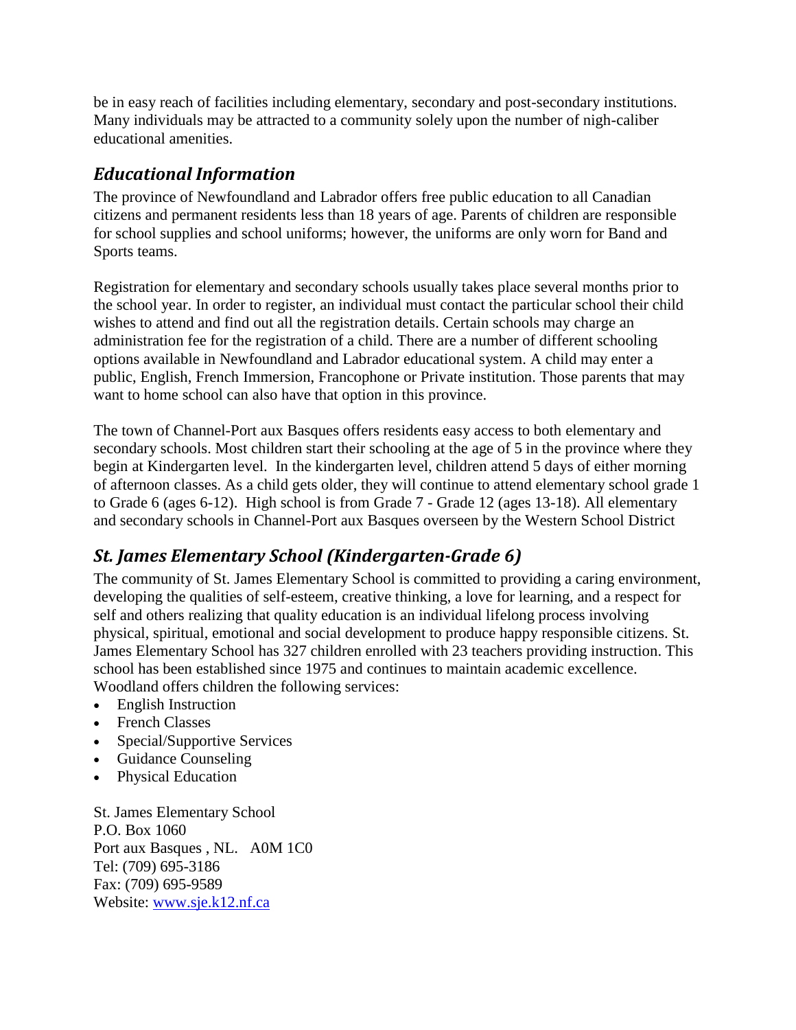be in easy reach of facilities including elementary, secondary and post-secondary institutions. Many individuals may be attracted to a community solely upon the number of nigh-caliber educational amenities.

## *Educational Information*

The province of Newfoundland and Labrador offers free public education to all Canadian citizens and permanent residents less than 18 years of age. Parents of children are responsible for school supplies and school uniforms; however, the uniforms are only worn for Band and Sports teams.

Registration for elementary and secondary schools usually takes place several months prior to the school year. In order to register, an individual must contact the particular school their child wishes to attend and find out all the registration details. Certain schools may charge an administration fee for the registration of a child. There are a number of different schooling options available in Newfoundland and Labrador educational system. A child may enter a public, English, French Immersion, Francophone or Private institution. Those parents that may want to home school can also have that option in this province.

The town of Channel-Port aux Basques offers residents easy access to both elementary and secondary schools. Most children start their schooling at the age of 5 in the province where they begin at Kindergarten level. In the kindergarten level, children attend 5 days of either morning of afternoon classes. As a child gets older, they will continue to attend elementary school grade 1 to Grade 6 (ages 6-12). High school is from Grade 7 - Grade 12 (ages 13-18). All elementary and secondary schools in Channel-Port aux Basques overseen by the Western School District

## *St. James Elementary School (Kindergarten-Grade 6)*

The community of St. James Elementary School is committed to providing a caring environment, developing the qualities of self-esteem, creative thinking, a love for learning, and a respect for self and others realizing that quality education is an individual lifelong process involving physical, spiritual, emotional and social development to produce happy responsible citizens. St. James Elementary School has 327 children enrolled with 23 teachers providing instruction. This school has been established since 1975 and continues to maintain academic excellence. Woodland offers children the following services:

- English Instruction
- French Classes
- Special/Supportive Services
- Guidance Counseling
- Physical Education

St. James Elementary School
P.O. Box 1060
Port aux Basques , NL. A0M 1C0
Tel: (709) 695-3186
Fax: (709) 695-9589
Website: [www.sje.k12.nf.ca](www.sje.k12.nf.ca)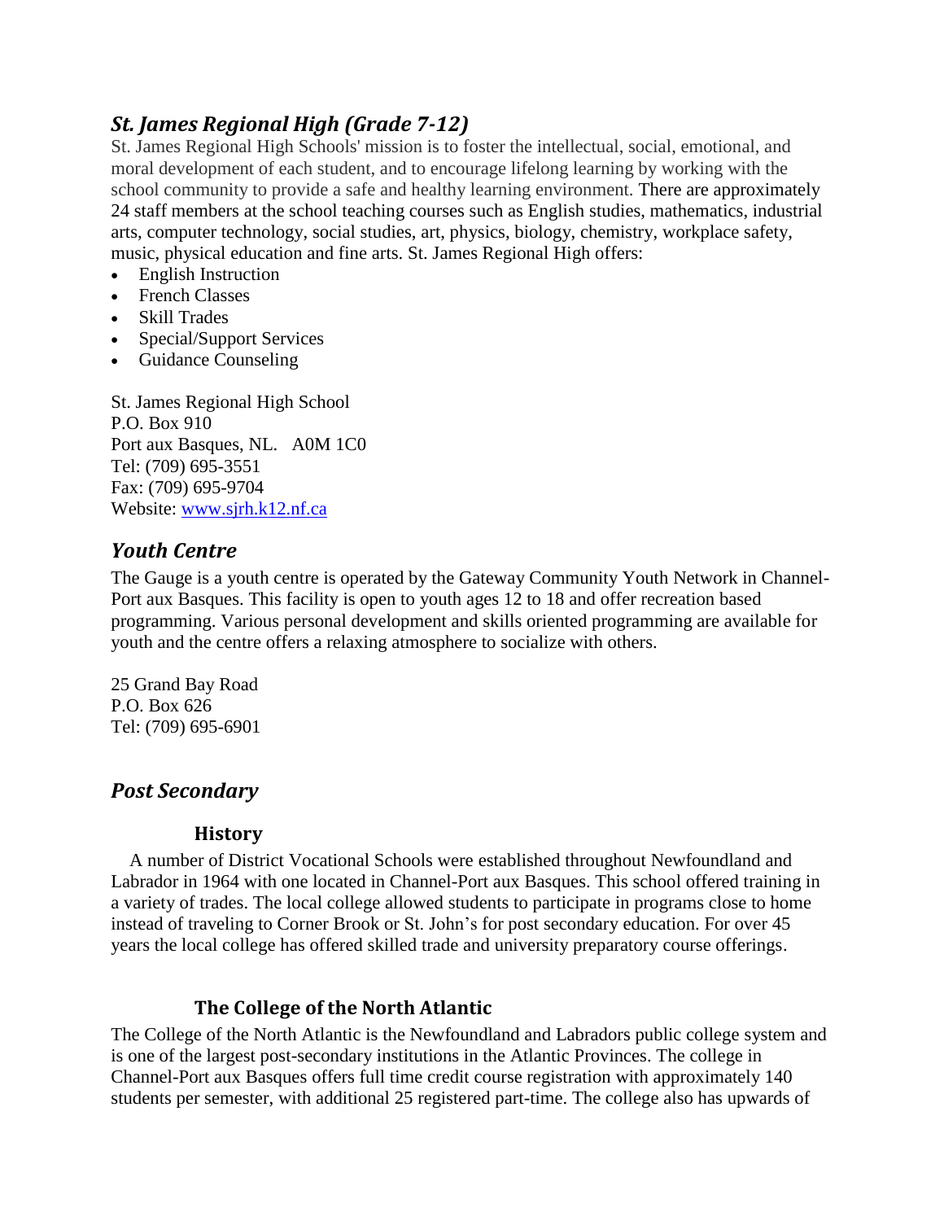## *St. James Regional High (Grade 7-12)*

St. James Regional High Schools' mission is to foster the intellectual, social, emotional, and moral development of each student, and to encourage lifelong learning by working with the school community to provide a safe and healthy learning environment. There are approximately 24 staff members at the school teaching courses such as English studies, mathematics, industrial arts, computer technology, social studies, art, physics, biology, chemistry, workplace safety, music, physical education and fine arts. St. James Regional High offers:

- English Instruction
- French Classes
- Skill Trades
- Special/Support Services
- Guidance Counseling

St. James Regional High School
P.O. Box 910
Port aux Basques, NL. A0M 1C0
Tel: (709) 695-3551
Fax: (709) 695-9704
Website: [www.sjrh.k12.nf.ca](http://www.sjrh.k12.nf.ca)

## *Youth Centre*

The Gauge is a youth centre is operated by the Gateway Community Youth Network in Channel-Port aux Basques. This facility is open to youth ages 12 to 18 and offer recreation based programming. Various personal development and skills oriented programming are available for youth and the centre offers a relaxing atmosphere to socialize with others.

25 Grand Bay Road
P.O. Box 626
Tel: (709) 695-6901

## *Post Secondary*

### History

A number of District Vocational Schools were established throughout Newfoundland and Labrador in 1964 with one located in Channel-Port aux Basques. This school offered training in a variety of trades. The local college allowed students to participate in programs close to home instead of traveling to Corner Brook or St. John's for post secondary education. For over 45 years the local college has offered skilled trade and university preparatory course offerings.

### The College of the North Atlantic

The College of the North Atlantic is the Newfoundland and Labradors public college system and is one of the largest post-secondary institutions in the Atlantic Provinces. The college in Channel-Port aux Basques offers full time credit course registration with approximately 140 students per semester, with additional 25 registered part-time. The college also has upwards of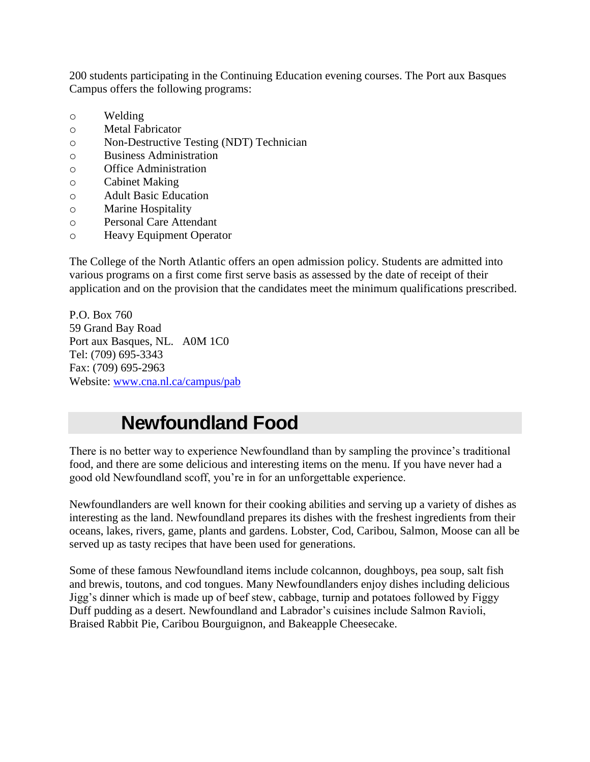200 students participating in the Continuing Education evening courses. The Port aux Basques Campus offers the following programs:

- Welding
- Metal Fabricator
- Non-Destructive Testing (NDT) Technician
- Business Administration
- Office Administration
- Cabinet Making
- Adult Basic Education
- Marine Hospitality
- Personal Care Attendant
- Heavy Equipment Operator

The College of the North Atlantic offers an open admission policy. Students are admitted into various programs on a first come first serve basis as assessed by the date of receipt of their application and on the provision that the candidates meet the minimum qualifications prescribed.

P.O. Box 760  
59 Grand Bay Road  
Port aux Basques, NL.   A0M 1C0  
Tel: (709) 695-3343  
Fax: (709) 695-2963  
Website: [www.cna.nl.ca/campus/pab](www.cna.nl.ca/campus/pab)

## Newfoundland Food

There is no better way to experience Newfoundland than by sampling the province's traditional food, and there are some delicious and interesting items on the menu. If you have never had a good old Newfoundland scoff, you're in for an unforgettable experience.

Newfoundlanders are well known for their cooking abilities and serving up a variety of dishes as interesting as the land. Newfoundland prepares its dishes with the freshest ingredients from their oceans, lakes, rivers, game, plants and gardens. Lobster, Cod, Caribou, Salmon, Moose can all be served up as tasty recipes that have been used for generations.

Some of these famous Newfoundland items include colcannon, doughboys, pea soup, salt fish and brewis, toutons, and cod tongues. Many Newfoundlanders enjoy dishes including delicious Jigg's dinner which is made up of beef stew, cabbage, turnip and potatoes followed by Figgy Duff pudding as a desert. Newfoundland and Labrador's cuisines include Salmon Ravioli, Braised Rabbit Pie, Caribou Bourguignon, and Bakeapple Cheesecake.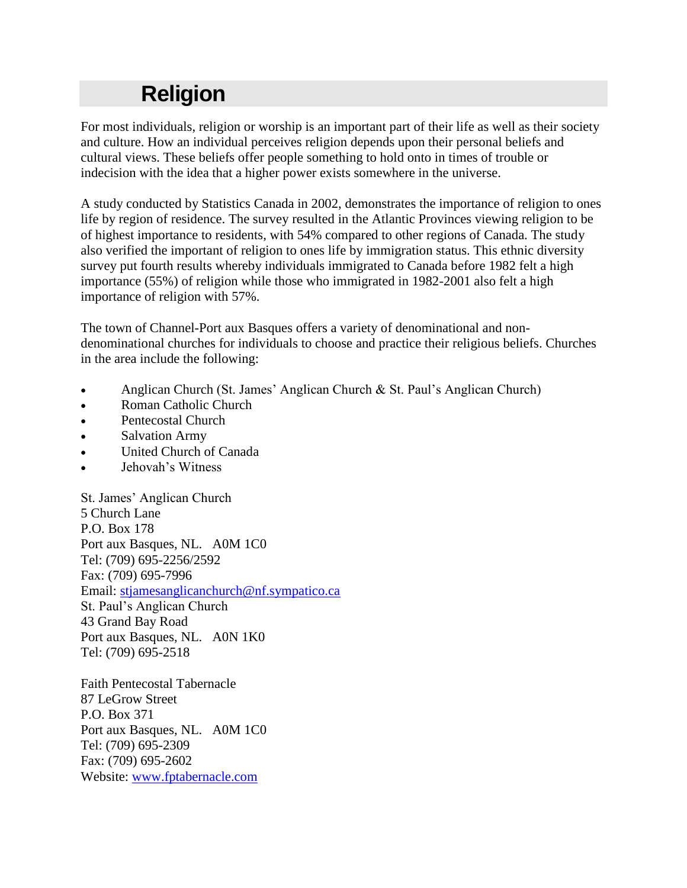# Religion

For most individuals, religion or worship is an important part of their life as well as their society and culture. How an individual perceives religion depends upon their personal beliefs and cultural views. These beliefs offer people something to hold onto in times of trouble or indecision with the idea that a higher power exists somewhere in the universe.

A study conducted by Statistics Canada in 2002, demonstrates the importance of religion to ones life by region of residence. The survey resulted in the Atlantic Provinces viewing religion to be of highest importance to residents, with 54% compared to other regions of Canada. The study also verified the important of religion to ones life by immigration status. This ethnic diversity survey put fourth results whereby individuals immigrated to Canada before 1982 felt a high importance (55%) of religion while those who immigrated in 1982-2001 also felt a high importance of religion with 57%.

The town of Channel-Port aux Basques offers a variety of denominational and non-denominational churches for individuals to choose and practice their religious beliefs. Churches in the area include the following:

- Anglican Church (St. James' Anglican Church & St. Paul's Anglican Church)
- Roman Catholic Church
- Pentecostal Church
- Salvation Army
- United Church of Canada
- Jehovah's Witness

St. James' Anglican Church
5 Church Lane
P.O. Box 178
Port aux Basques, NL. A0M 1C0
Tel: (709) 695-2256/2592
Fax: (709) 695-7996
Email: stjamesanglicanchurch@nf.sympatico.ca
St. Paul's Anglican Church
43 Grand Bay Road
Port aux Basques, NL. A0N 1K0
Tel: (709) 695-2518

Faith Pentecostal Tabernacle
87 LeGrow Street
P.O. Box 371
Port aux Basques, NL. A0M 1C0
Tel: (709) 695-2309
Fax: (709) 695-2602
Website: www.fptabernacle.com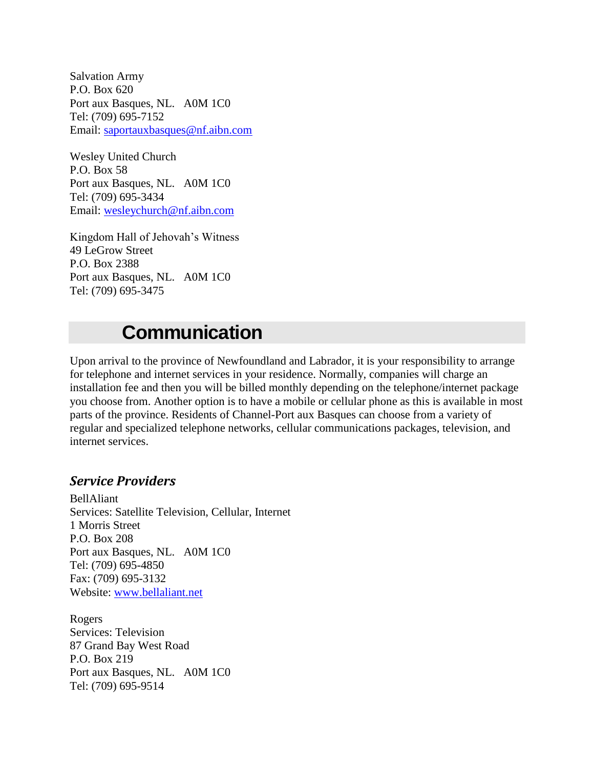Salvation Army  
P.O. Box 620  
Port aux Basques, NL.   A0M 1C0  
Tel: (709) 695-7152  
Email: [saportauxbasques@nf.aibn.com](mailto:saportauxbasques@nf.aibn.com)

Wesley United Church  
P.O. Box 58  
Port aux Basques, NL.   A0M 1C0  
Tel: (709) 695-3434  
Email: [wesleychurch@nf.aibn.com](mailto:wesleychurch@nf.aibn.com)

Kingdom Hall of Jehovah's Witness  
49 LeGrow Street  
P.O. Box 2388  
Port aux Basques, NL.   A0M 1C0  
Tel: (709) 695-3475

# Communication

Upon arrival to the province of Newfoundland and Labrador, it is your responsibility to arrange for telephone and internet services in your residence. Normally, companies will charge an installation fee and then you will be billed monthly depending on the telephone/internet package you choose from. Another option is to have a mobile or cellular phone as this is available in most parts of the province. Residents of Channel-Port aux Basques can choose from a variety of regular and specialized telephone networks, cellular communications packages, television, and internet services.

### *Service Providers*

BellAliant  
Services: Satellite Television, Cellular, Internet  
1 Morris Street  
P.O. Box 208  
Port aux Basques, NL.   A0M 1C0  
Tel: (709) 695-4850  
Fax: (709) 695-3132  
Website: [www.bellaliant.net](http://www.bellaliant.net)

Rogers  
Services: Television  
87 Grand Bay West Road  
P.O. Box 219  
Port aux Basques, NL.   A0M 1C0  
Tel: (709) 695-9514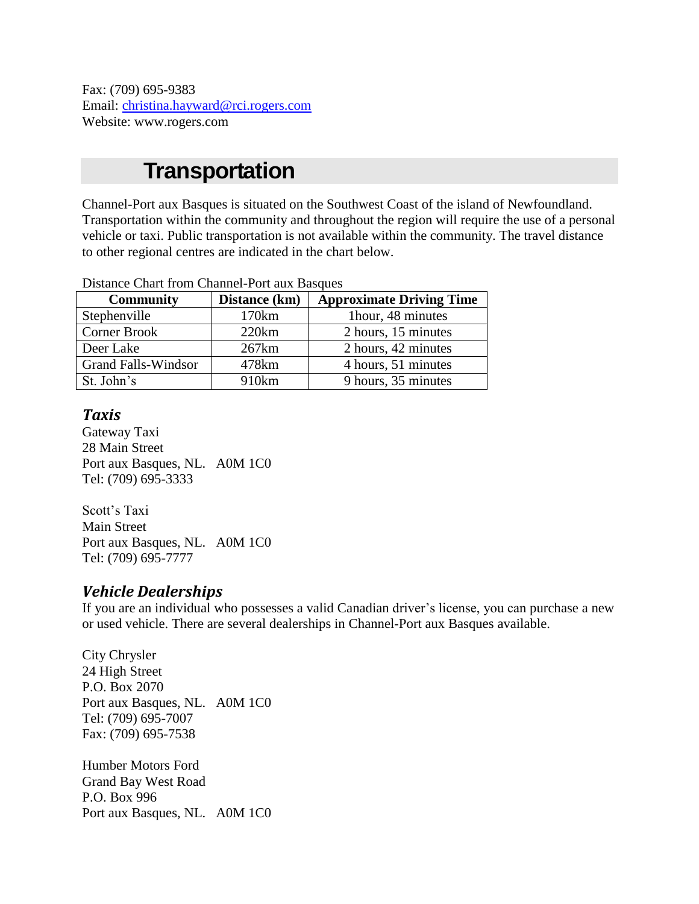Fax: (709) 695-9383
Email: christina.hayward@rci.rogers.com
Website: www.rogers.com

# Transportation

Channel-Port aux Basques is situated on the Southwest Coast of the island of Newfoundland. Transportation within the community and throughout the region will require the use of a personal vehicle or taxi. Public transportation is not available within the community. The travel distance to other regional centres are indicated in the chart below.

Distance Chart from Channel-Port aux Basques

| Community | Distance (km) | Approximate Driving Time |
|---|---|---|
| Stephenville | 170km | 1hour, 48 minutes |
| Corner Brook | 220km | 2 hours, 15 minutes |
| Deer Lake | 267km | 2 hours, 42 minutes |
| Grand Falls-Windsor | 478km | 4 hours, 51 minutes |
| St. John's | 910km | 9 hours, 35 minutes |

### *Taxis*

Gateway Taxi
28 Main Street
Port aux Basques, NL. A0M 1C0
Tel: (709) 695-3333

Scott's Taxi
Main Street
Port aux Basques, NL. A0M 1C0
Tel: (709) 695-7777

### *Vehicle Dealerships*

If you are an individual who possesses a valid Canadian driver's license, you can purchase a new or used vehicle. There are several dealerships in Channel-Port aux Basques available.

City Chrysler
24 High Street
P.O. Box 2070
Port aux Basques, NL. A0M 1C0
Tel: (709) 695-7007
Fax: (709) 695-7538

Humber Motors Ford
Grand Bay West Road
P.O. Box 996
Port aux Basques, NL. A0M 1C0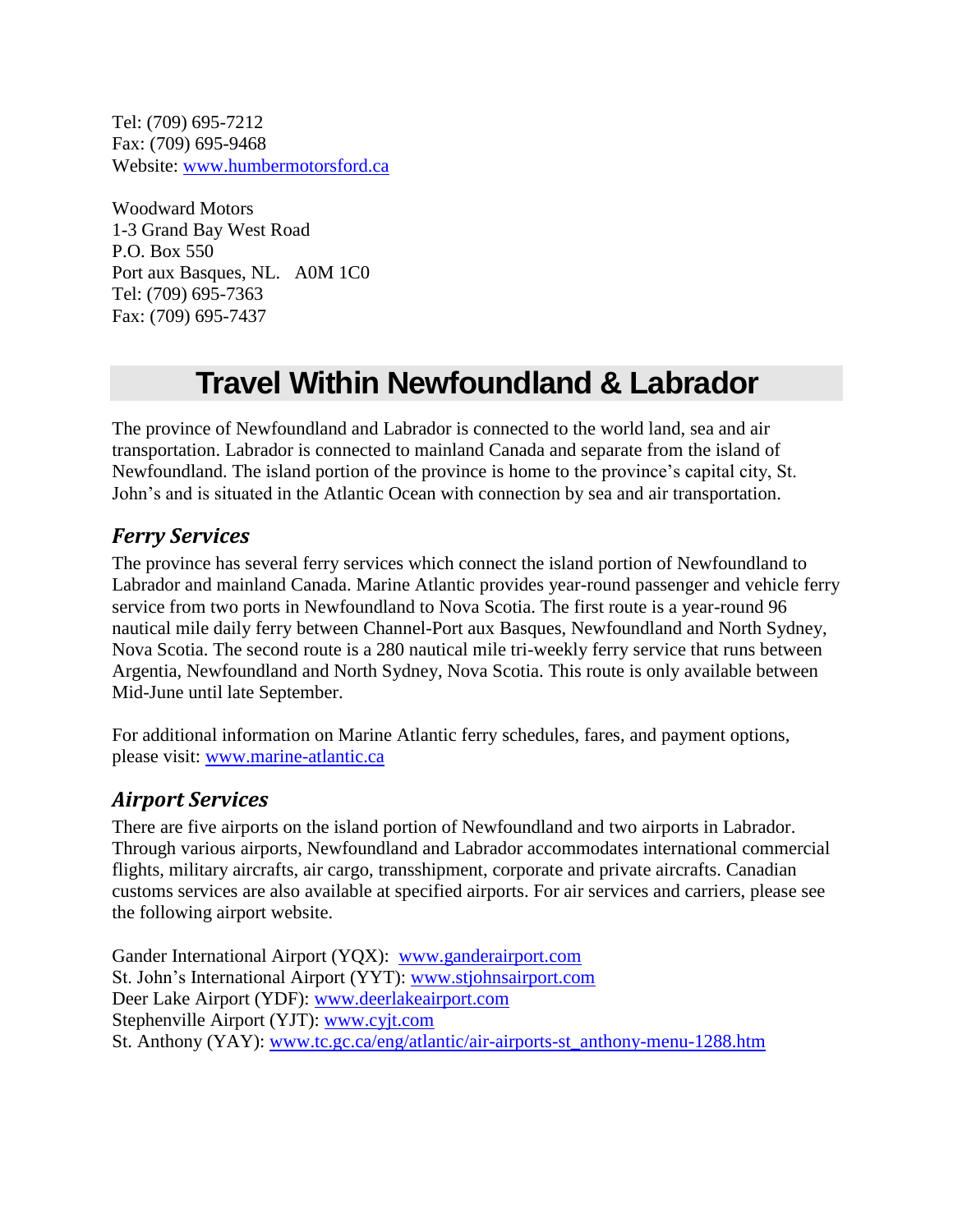Tel: (709) 695-7212
Fax: (709) 695-9468
Website: [www.humbermotorsford.ca](http://www.humbermotorsford.ca)

Woodward Motors
1-3 Grand Bay West Road
P.O. Box 550
Port aux Basques, NL.   A0M 1C0
Tel: (709) 695-7363
Fax: (709) 695-7437

# Travel Within Newfoundland & Labrador

The province of Newfoundland and Labrador is connected to the world land, sea and air transportation. Labrador is connected to mainland Canada and separate from the island of Newfoundland. The island portion of the province is home to the province's capital city, St. John's and is situated in the Atlantic Ocean with connection by sea and air transportation.

## *Ferry Services*

The province has several ferry services which connect the island portion of Newfoundland to Labrador and mainland Canada. Marine Atlantic provides year-round passenger and vehicle ferry service from two ports in Newfoundland to Nova Scotia. The first route is a year-round 96 nautical mile daily ferry between Channel-Port aux Basques, Newfoundland and North Sydney, Nova Scotia. The second route is a 280 nautical mile tri-weekly ferry service that runs between Argentia, Newfoundland and North Sydney, Nova Scotia. This route is only available between Mid-June until late September.

For additional information on Marine Atlantic ferry schedules, fares, and payment options, please visit: [www.marine-atlantic.ca](http://www.marine-atlantic.ca)

## *Airport Services*

There are five airports on the island portion of Newfoundland and two airports in Labrador. Through various airports, Newfoundland and Labrador accommodates international commercial flights, military aircrafts, air cargo, transshipment, corporate and private aircrafts. Canadian customs services are also available at specified airports. For air services and carriers, please see the following airport website.

Gander International Airport (YQX): [www.ganderairport.com](http://www.ganderairport.com)
St. John's International Airport (YYT): [www.stjohnsairport.com](http://www.stjohnsairport.com)
Deer Lake Airport (YDF): [www.deerlakeairport.com](http://www.deerlakeairport.com)
Stephenville Airport (YJT): [www.cyjt.com](http://www.cyjt.com)
St. Anthony (YAY): [www.tc.gc.ca/eng/atlantic/air-airports-st_anthony-menu-1288.htm](http://www.tc.gc.ca/eng/atlantic/air-airports-st_anthony-menu-1288.htm)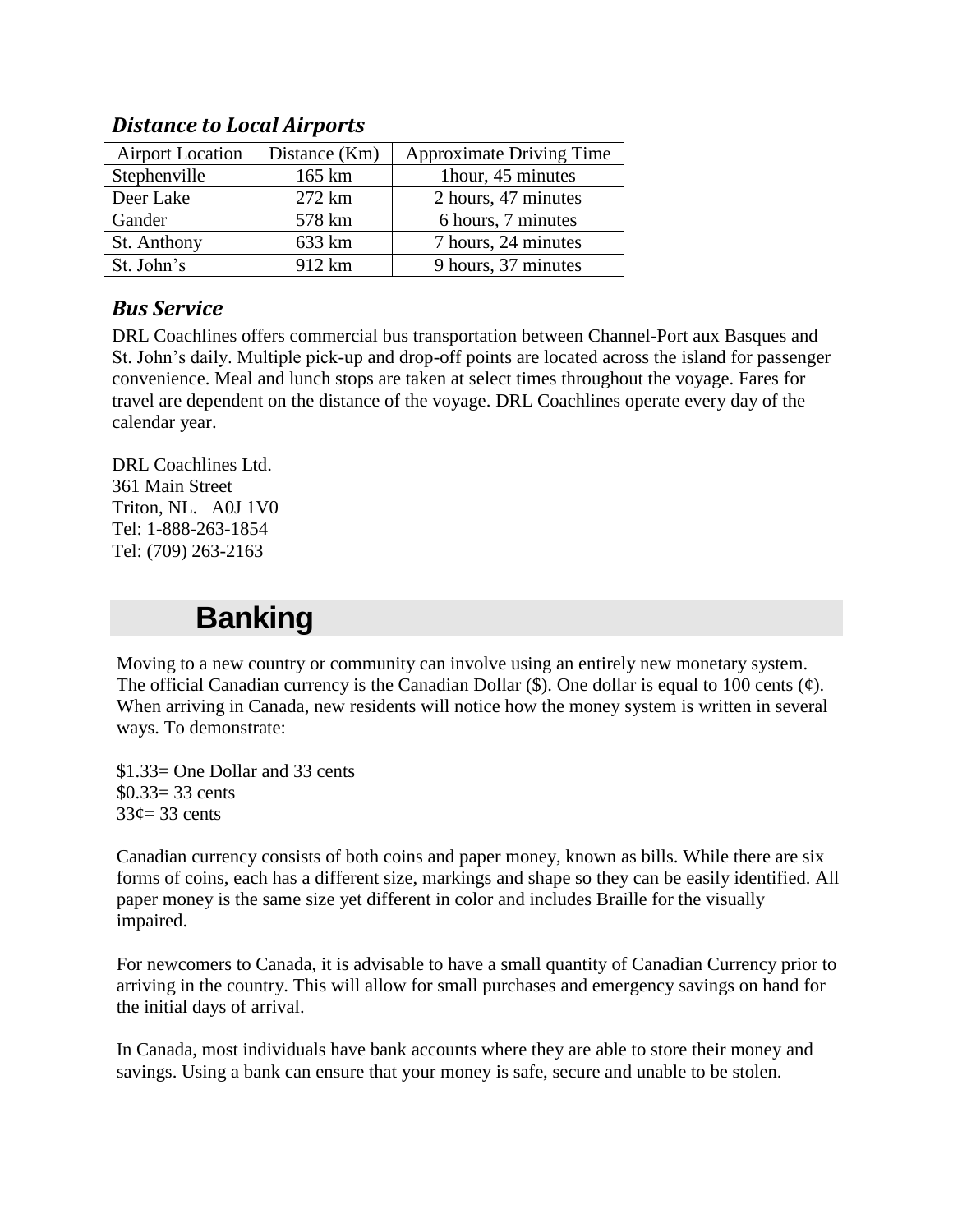### *Distance to Local Airports*

| Airport Location | Distance (Km) | Approximate Driving Time |
|---|---|---|
| Stephenville | 165 km | 1hour, 45 minutes |
| Deer Lake | 272 km | 2 hours, 47 minutes |
| Gander | 578 km | 6 hours, 7 minutes |
| St. Anthony | 633 km | 7 hours, 24 minutes |
| St. John's | 912 km | 9 hours, 37 minutes |

### *Bus Service*

DRL Coachlines offers commercial bus transportation between Channel-Port aux Basques and St. John's daily. Multiple pick-up and drop-off points are located across the island for passenger convenience. Meal and lunch stops are taken at select times throughout the voyage. Fares for travel are dependent on the distance of the voyage. DRL Coachlines operate every day of the calendar year.

DRL Coachlines Ltd.
361 Main Street
Triton, NL. A0J 1V0
Tel: 1-888-263-1854
Tel: (709) 263-2163

## Banking

Moving to a new country or community can involve using an entirely new monetary system. The official Canadian currency is the Canadian Dollar ($). One dollar is equal to 100 cents (¢). When arriving in Canada, new residents will notice how the money system is written in several ways. To demonstrate:

$1.33= One Dollar and 33 cents
$0.33= 33 cents
33¢= 33 cents

Canadian currency consists of both coins and paper money, known as bills. While there are six forms of coins, each has a different size, markings and shape so they can be easily identified. All paper money is the same size yet different in color and includes Braille for the visually impaired.

For newcomers to Canada, it is advisable to have a small quantity of Canadian Currency prior to arriving in the country. This will allow for small purchases and emergency savings on hand for the initial days of arrival.

In Canada, most individuals have bank accounts where they are able to store their money and savings. Using a bank can ensure that your money is safe, secure and unable to be stolen.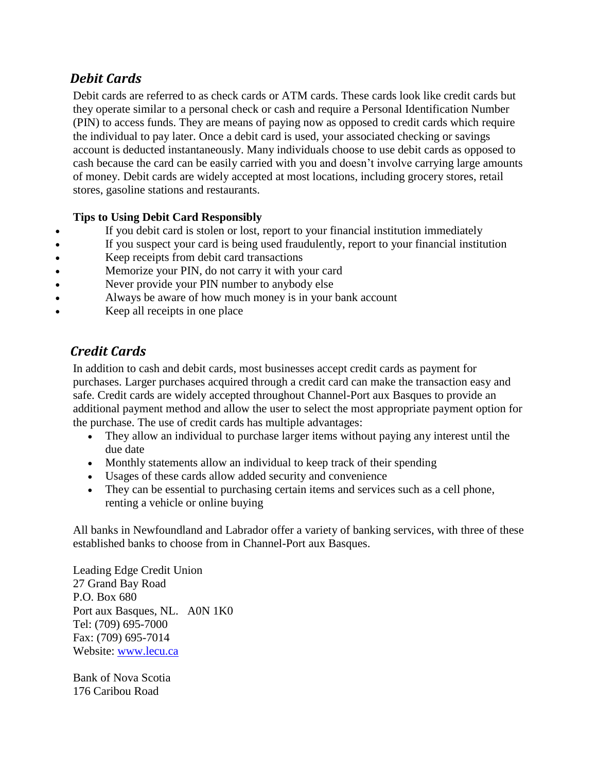## *Debit Cards*

Debit cards are referred to as check cards or ATM cards. These cards look like credit cards but they operate similar to a personal check or cash and require a Personal Identification Number (PIN) to access funds. They are means of paying now as opposed to credit cards which require the individual to pay later. Once a debit card is used, your associated checking or savings account is deducted instantaneously. Many individuals choose to use debit cards as opposed to cash because the card can be easily carried with you and doesn't involve carrying large amounts of money. Debit cards are widely accepted at most locations, including grocery stores, retail stores, gasoline stations and restaurants.

**Tips to Using Debit Card Responsibly**

- If you debit card is stolen or lost, report to your financial institution immediately
- If you suspect your card is being used fraudulently, report to your financial institution
- Keep receipts from debit card transactions
- Memorize your PIN, do not carry it with your card
- Never provide your PIN number to anybody else
- Always be aware of how much money is in your bank account
- Keep all receipts in one place

## *Credit Cards*

In addition to cash and debit cards, most businesses accept credit cards as payment for purchases. Larger purchases acquired through a credit card can make the transaction easy and safe. Credit cards are widely accepted throughout Channel-Port aux Basques to provide an additional payment method and allow the user to select the most appropriate payment option for the purchase. The use of credit cards has multiple advantages:

- They allow an individual to purchase larger items without paying any interest until the due date
- Monthly statements allow an individual to keep track of their spending
- Usages of these cards allow added security and convenience
- They can be essential to purchasing certain items and services such as a cell phone, renting a vehicle or online buying

All banks in Newfoundland and Labrador offer a variety of banking services, with three of these established banks to choose from in Channel-Port aux Basques.

Leading Edge Credit Union
27 Grand Bay Road
P.O. Box 680
Port aux Basques, NL. A0N 1K0
Tel: (709) 695-7000
Fax: (709) 695-7014
Website: [www.lecu.ca](http://www.lecu.ca)

Bank of Nova Scotia
176 Caribou Road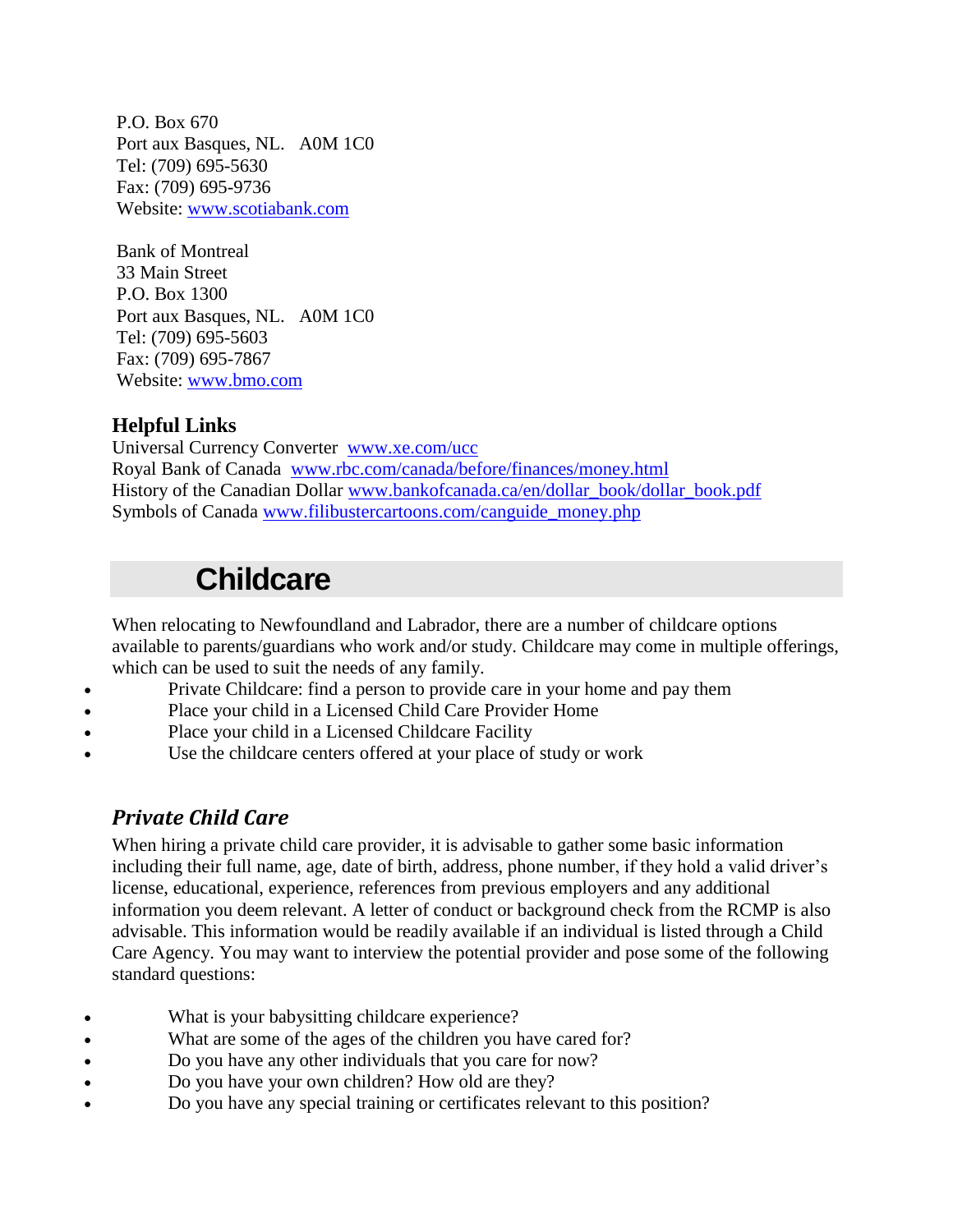P.O. Box 670
Port aux Basques, NL.   A0M 1C0
Tel: (709) 695-5630
Fax: (709) 695-9736
Website: [www.scotiabank.com](http://www.scotiabank.com)

Bank of Montreal
33 Main Street
P.O. Box 1300
Port aux Basques, NL.   A0M 1C0
Tel: (709) 695-5603
Fax: (709) 695-7867
Website: [www.bmo.com](http://www.bmo.com)

### Helpful Links

Universal Currency Converter  [www.xe.com/ucc](http://www.xe.com/ucc)
Royal Bank of Canada  [www.rbc.com/canada/before/finances/money.html](http://www.rbc.com/canada/before/finances/money.html)
History of the Canadian Dollar [www.bankofcanada.ca/en/dollar_book/dollar_book.pdf](http://www.bankofcanada.ca/en/dollar_book/dollar_book.pdf)
Symbols of Canada [www.filibustercartoons.com/canguide_money.php](http://www.filibustercartoons.com/canguide_money.php)

## Childcare

When relocating to Newfoundland and Labrador, there are a number of childcare options available to parents/guardians who work and/or study. Childcare may come in multiple offerings, which can be used to suit the needs of any family.

- Private Childcare: find a person to provide care in your home and pay them
- Place your child in a Licensed Child Care Provider Home
- Place your child in a Licensed Childcare Facility
- Use the childcare centers offered at your place of study or work

### *Private Child Care*

When hiring a private child care provider, it is advisable to gather some basic information including their full name, age, date of birth, address, phone number, if they hold a valid driver's license, educational, experience, references from previous employers and any additional information you deem relevant. A letter of conduct or background check from the RCMP is also advisable. This information would be readily available if an individual is listed through a Child Care Agency. You may want to interview the potential provider and pose some of the following standard questions:

- What is your babysitting childcare experience?
- What are some of the ages of the children you have cared for?
- Do you have any other individuals that you care for now?
- Do you have your own children? How old are they?
- Do you have any special training or certificates relevant to this position?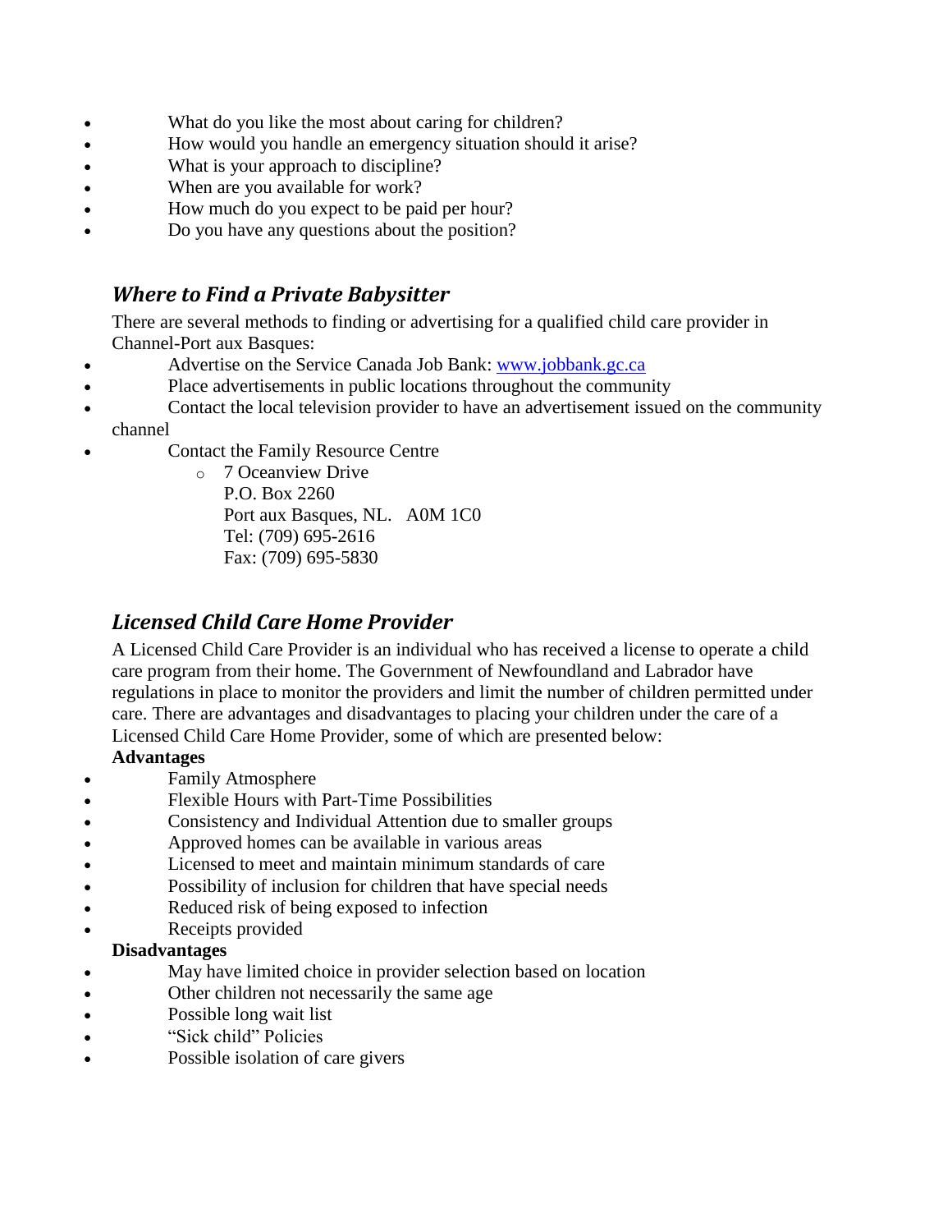- What do you like the most about caring for children?
- How would you handle an emergency situation should it arise?
- What is your approach to discipline?
- When are you available for work?
- How much do you expect to be paid per hour?
- Do you have any questions about the position?

## *Where to Find a Private Babysitter*

There are several methods to finding or advertising for a qualified child care provider in Channel-Port aux Basques:

- Advertise on the Service Canada Job Bank: [www.jobbank.gc.ca](http://www.jobbank.gc.ca)
- Place advertisements in public locations throughout the community
- Contact the local television provider to have an advertisement issued on the community channel
- Contact the Family Resource Centre
  - 7 Oceanview Drive  
    P.O. Box 2260  
    Port aux Basques, NL. A0M 1C0  
    Tel: (709) 695-2616  
    Fax: (709) 695-5830

## *Licensed Child Care Home Provider*

A Licensed Child Care Provider is an individual who has received a license to operate a child care program from their home. The Government of Newfoundland and Labrador have regulations in place to monitor the providers and limit the number of children permitted under care. There are advantages and disadvantages to placing your children under the care of a Licensed Child Care Home Provider, some of which are presented below:

**Advantages**

- Family Atmosphere
- Flexible Hours with Part-Time Possibilities
- Consistency and Individual Attention due to smaller groups
- Approved homes can be available in various areas
- Licensed to meet and maintain minimum standards of care
- Possibility of inclusion for children that have special needs
- Reduced risk of being exposed to infection
- Receipts provided

**Disadvantages**

- May have limited choice in provider selection based on location
- Other children not necessarily the same age
- Possible long wait list
- "Sick child" Policies
- Possible isolation of care givers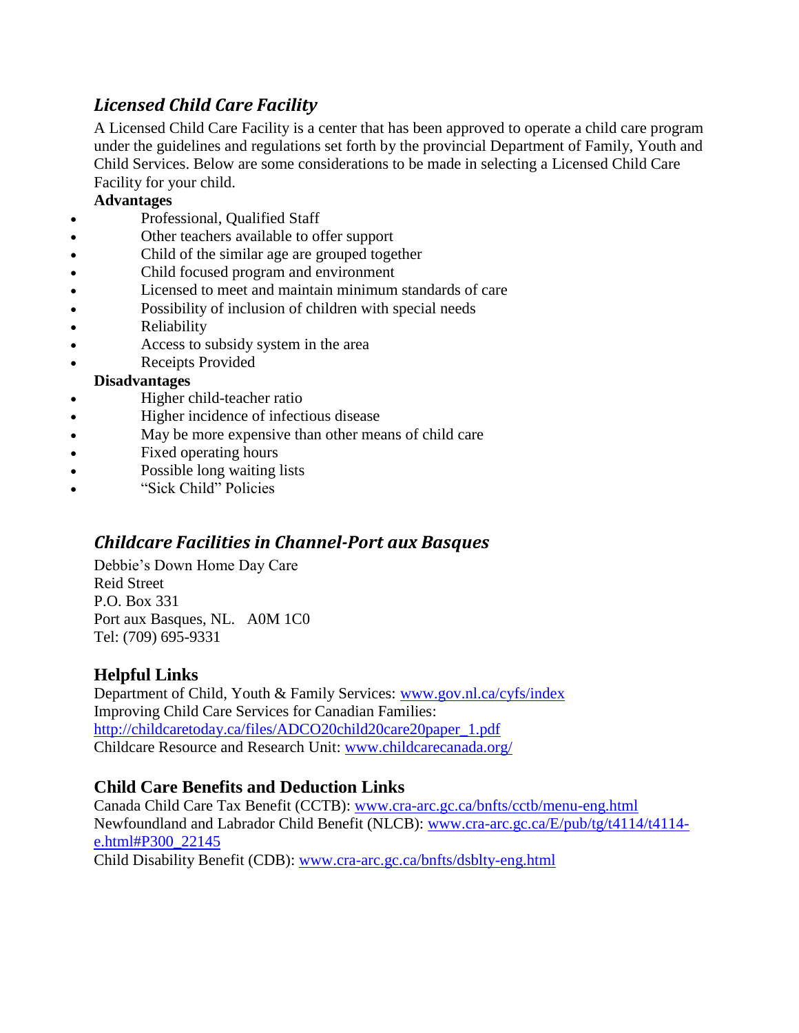## *Licensed Child Care Facility*

A Licensed Child Care Facility is a center that has been approved to operate a child care program under the guidelines and regulations set forth by the provincial Department of Family, Youth and Child Services. Below are some considerations to be made in selecting a Licensed Child Care Facility for your child.

**Advantages**

- Professional, Qualified Staff
- Other teachers available to offer support
- Child of the similar age are grouped together
- Child focused program and environment
- Licensed to meet and maintain minimum standards of care
- Possibility of inclusion of children with special needs
- Reliability
- Access to subsidy system in the area
- Receipts Provided

**Disadvantages**

- Higher child-teacher ratio
- Higher incidence of infectious disease
- May be more expensive than other means of child care
- Fixed operating hours
- Possible long waiting lists
- "Sick Child" Policies

## *Childcare Facilities in Channel-Port aux Basques*

Debbie's Down Home Day Care
Reid Street
P.O. Box 331
Port aux Basques, NL. A0M 1C0
Tel: (709) 695-9331

## Helpful Links

Department of Child, Youth & Family Services: www.gov.nl.ca/cyfs/index
Improving Child Care Services for Canadian Families:
http://childcaretoday.ca/files/ADCO20child20care20paper_1.pdf
Childcare Resource and Research Unit: www.childcarecanada.org/

## Child Care Benefits and Deduction Links

Canada Child Care Tax Benefit (CCTB): www.cra-arc.gc.ca/bnfts/cctb/menu-eng.html
Newfoundland and Labrador Child Benefit (NLCB): www.cra-arc.gc.ca/E/pub/tg/t4114/t4114-e.html#P300_22145
Child Disability Benefit (CDB): www.cra-arc.gc.ca/bnfts/dsblty-eng.html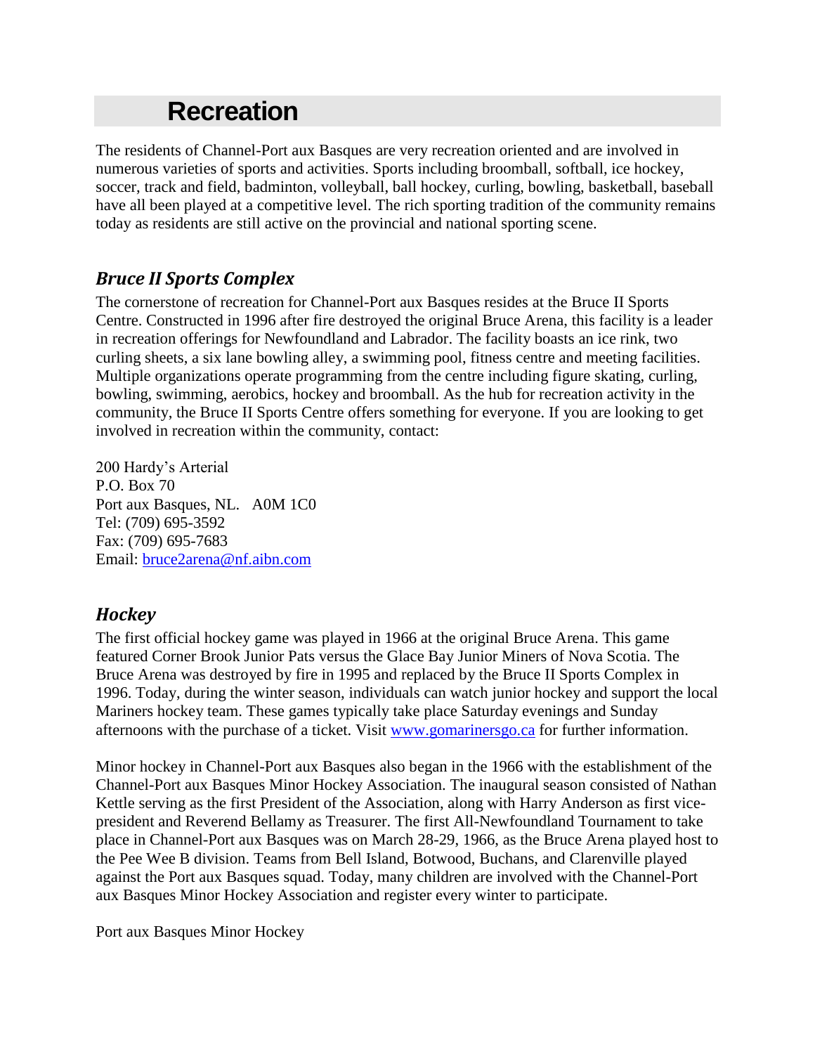# Recreation

The residents of Channel-Port aux Basques are very recreation oriented and are involved in numerous varieties of sports and activities. Sports including broomball, softball, ice hockey, soccer, track and field, badminton, volleyball, ball hockey, curling, bowling, basketball, baseball have all been played at a competitive level. The rich sporting tradition of the community remains today as residents are still active on the provincial and national sporting scene.

## *Bruce II Sports Complex*

The cornerstone of recreation for Channel-Port aux Basques resides at the Bruce II Sports Centre. Constructed in 1996 after fire destroyed the original Bruce Arena, this facility is a leader in recreation offerings for Newfoundland and Labrador. The facility boasts an ice rink, two curling sheets, a six lane bowling alley, a swimming pool, fitness centre and meeting facilities. Multiple organizations operate programming from the centre including figure skating, curling, bowling, swimming, aerobics, hockey and broomball. As the hub for recreation activity in the community, the Bruce II Sports Centre offers something for everyone. If you are looking to get involved in recreation within the community, contact:

200 Hardy's Arterial  
P.O. Box 70  
Port aux Basques, NL.   A0M 1C0  
Tel: (709) 695-3592  
Fax: (709) 695-7683  
Email: bruce2arena@nf.aibn.com

## *Hockey*

The first official hockey game was played in 1966 at the original Bruce Arena. This game featured Corner Brook Junior Pats versus the Glace Bay Junior Miners of Nova Scotia. The Bruce Arena was destroyed by fire in 1995 and replaced by the Bruce II Sports Complex in 1996. Today, during the winter season, individuals can watch junior hockey and support the local Mariners hockey team. These games typically take place Saturday evenings and Sunday afternoons with the purchase of a ticket. Visit www.gomarinersgo.ca for further information.

Minor hockey in Channel-Port aux Basques also began in the 1966 with the establishment of the Channel-Port aux Basques Minor Hockey Association. The inaugural season consisted of Nathan Kettle serving as the first President of the Association, along with Harry Anderson as first vice-president and Reverend Bellamy as Treasurer. The first All-Newfoundland Tournament to take place in Channel-Port aux Basques was on March 28-29, 1966, as the Bruce Arena played host to the Pee Wee B division. Teams from Bell Island, Botwood, Buchans, and Clarenville played against the Port aux Basques squad. Today, many children are involved with the Channel-Port aux Basques Minor Hockey Association and register every winter to participate.

Port aux Basques Minor Hockey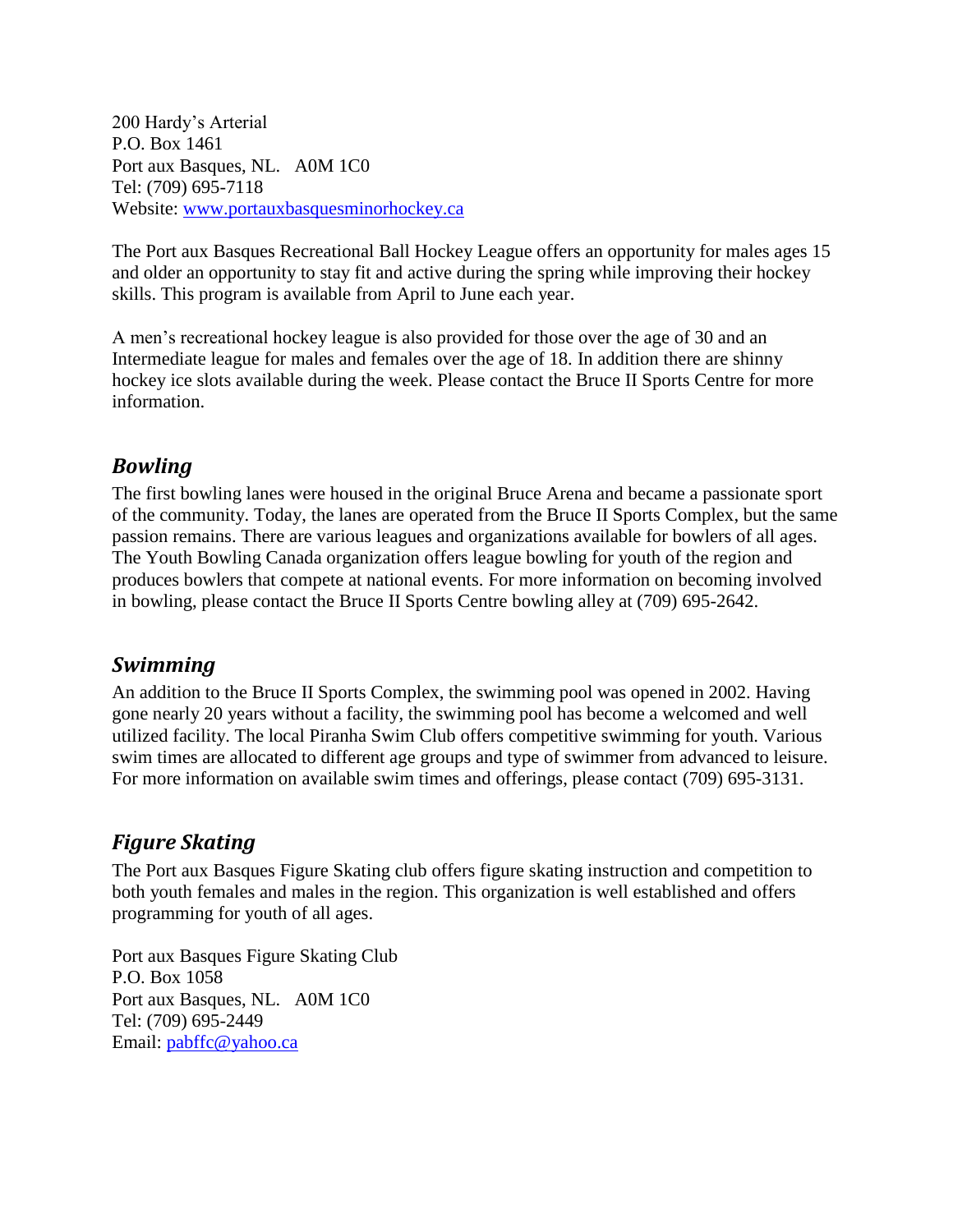200 Hardy's Arterial  
P.O. Box 1461  
Port aux Basques, NL.   A0M 1C0  
Tel: (709) 695-7118  
Website: [www.portauxbasquesminorhockey.ca](http://www.portauxbasquesminorhockey.ca)

The Port aux Basques Recreational Ball Hockey League offers an opportunity for males ages 15 and older an opportunity to stay fit and active during the spring while improving their hockey skills. This program is available from April to June each year.

A men's recreational hockey league is also provided for those over the age of 30 and an Intermediate league for males and females over the age of 18. In addition there are shinny hockey ice slots available during the week. Please contact the Bruce II Sports Centre for more information.

## *Bowling*

The first bowling lanes were housed in the original Bruce Arena and became a passionate sport of the community. Today, the lanes are operated from the Bruce II Sports Complex, but the same passion remains. There are various leagues and organizations available for bowlers of all ages. The Youth Bowling Canada organization offers league bowling for youth of the region and produces bowlers that compete at national events. For more information on becoming involved in bowling, please contact the Bruce II Sports Centre bowling alley at (709) 695-2642.

## *Swimming*

An addition to the Bruce II Sports Complex, the swimming pool was opened in 2002. Having gone nearly 20 years without a facility, the swimming pool has become a welcomed and well utilized facility. The local Piranha Swim Club offers competitive swimming for youth. Various swim times are allocated to different age groups and type of swimmer from advanced to leisure. For more information on available swim times and offerings, please contact (709) 695-3131.

## *Figure Skating*

The Port aux Basques Figure Skating club offers figure skating instruction and competition to both youth females and males in the region. This organization is well established and offers programming for youth of all ages.

Port aux Basques Figure Skating Club  
P.O. Box 1058  
Port aux Basques, NL.   A0M 1C0  
Tel: (709) 695-2449  
Email: [pabffc@yahoo.ca](mailto:pabffc@yahoo.ca)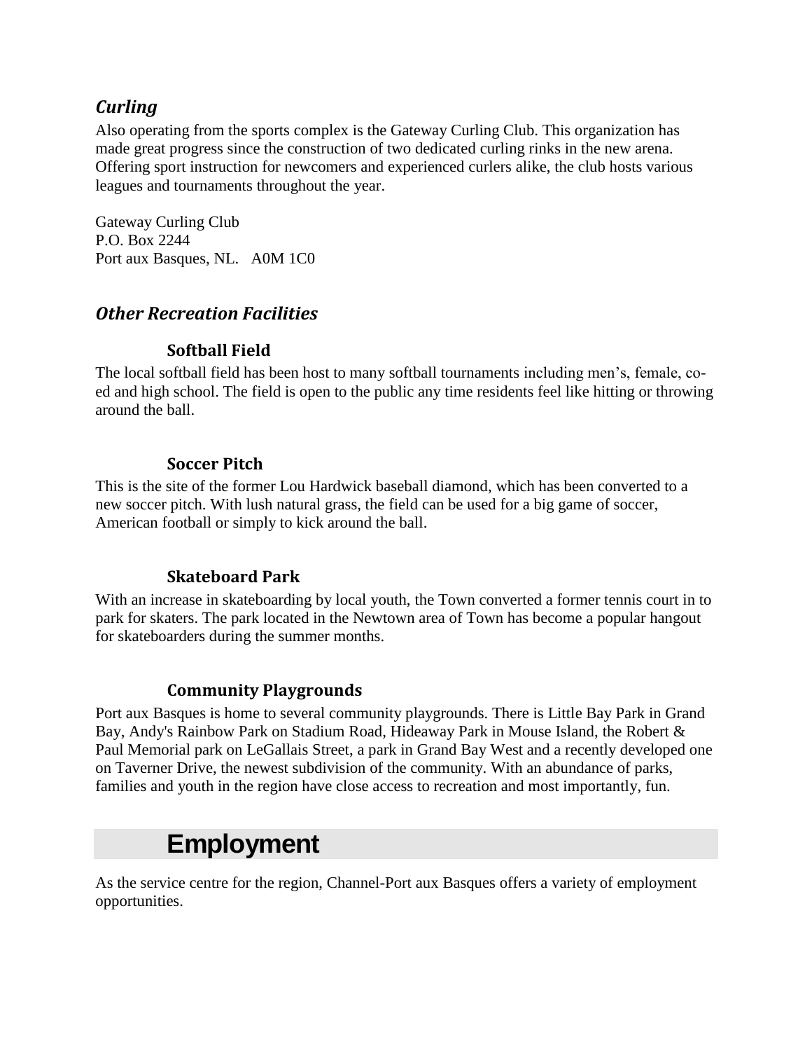### *Curling*

Also operating from the sports complex is the Gateway Curling Club. This organization has made great progress since the construction of two dedicated curling rinks in the new arena. Offering sport instruction for newcomers and experienced curlers alike, the club hosts various leagues and tournaments throughout the year.

Gateway Curling Club
P.O. Box 2244
Port aux Basques, NL.   A0M 1C0

### *Other Recreation Facilities*

#### Softball Field

The local softball field has been host to many softball tournaments including men's, female, co-ed and high school. The field is open to the public any time residents feel like hitting or throwing around the ball.

#### Soccer Pitch

This is the site of the former Lou Hardwick baseball diamond, which has been converted to a new soccer pitch. With lush natural grass, the field can be used for a big game of soccer, American football or simply to kick around the ball.

#### Skateboard Park

With an increase in skateboarding by local youth, the Town converted a former tennis court in to park for skaters. The park located in the Newtown area of Town has become a popular hangout for skateboarders during the summer months.

#### Community Playgrounds

Port aux Basques is home to several community playgrounds. There is Little Bay Park in Grand Bay, Andy's Rainbow Park on Stadium Road, Hideaway Park in Mouse Island, the Robert & Paul Memorial park on LeGallais Street, a park in Grand Bay West and a recently developed one on Taverner Drive, the newest subdivision of the community. With an abundance of parks, families and youth in the region have close access to recreation and most importantly, fun.

## Employment

As the service centre for the region, Channel-Port aux Basques offers a variety of employment opportunities.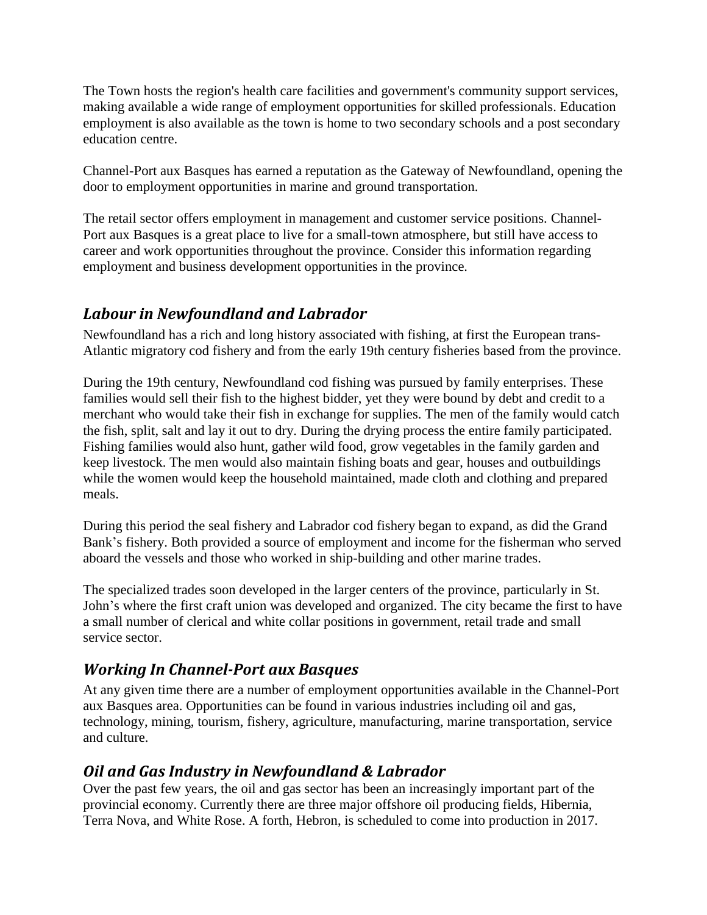The Town hosts the region's health care facilities and government's community support services, making available a wide range of employment opportunities for skilled professionals. Education employment is also available as the town is home to two secondary schools and a post secondary education centre.

Channel-Port aux Basques has earned a reputation as the Gateway of Newfoundland, opening the door to employment opportunities in marine and ground transportation.

The retail sector offers employment in management and customer service positions. Channel-Port aux Basques is a great place to live for a small-town atmosphere, but still have access to career and work opportunities throughout the province. Consider this information regarding employment and business development opportunities in the province.

## *Labour in Newfoundland and Labrador*

Newfoundland has a rich and long history associated with fishing, at first the European trans-Atlantic migratory cod fishery and from the early 19th century fisheries based from the province.

During the 19th century, Newfoundland cod fishing was pursued by family enterprises. These families would sell their fish to the highest bidder, yet they were bound by debt and credit to a merchant who would take their fish in exchange for supplies. The men of the family would catch the fish, split, salt and lay it out to dry. During the drying process the entire family participated. Fishing families would also hunt, gather wild food, grow vegetables in the family garden and keep livestock. The men would also maintain fishing boats and gear, houses and outbuildings while the women would keep the household maintained, made cloth and clothing and prepared meals.

During this period the seal fishery and Labrador cod fishery began to expand, as did the Grand Bank's fishery. Both provided a source of employment and income for the fisherman who served aboard the vessels and those who worked in ship-building and other marine trades.

The specialized trades soon developed in the larger centers of the province, particularly in St. John's where the first craft union was developed and organized. The city became the first to have a small number of clerical and white collar positions in government, retail trade and small service sector.

## *Working In Channel-Port aux Basques*

At any given time there are a number of employment opportunities available in the Channel-Port aux Basques area. Opportunities can be found in various industries including oil and gas, technology, mining, tourism, fishery, agriculture, manufacturing, marine transportation, service and culture.

## *Oil and Gas Industry in Newfoundland & Labrador*

Over the past few years, the oil and gas sector has been an increasingly important part of the provincial economy. Currently there are three major offshore oil producing fields, Hibernia, Terra Nova, and White Rose. A forth, Hebron, is scheduled to come into production in 2017.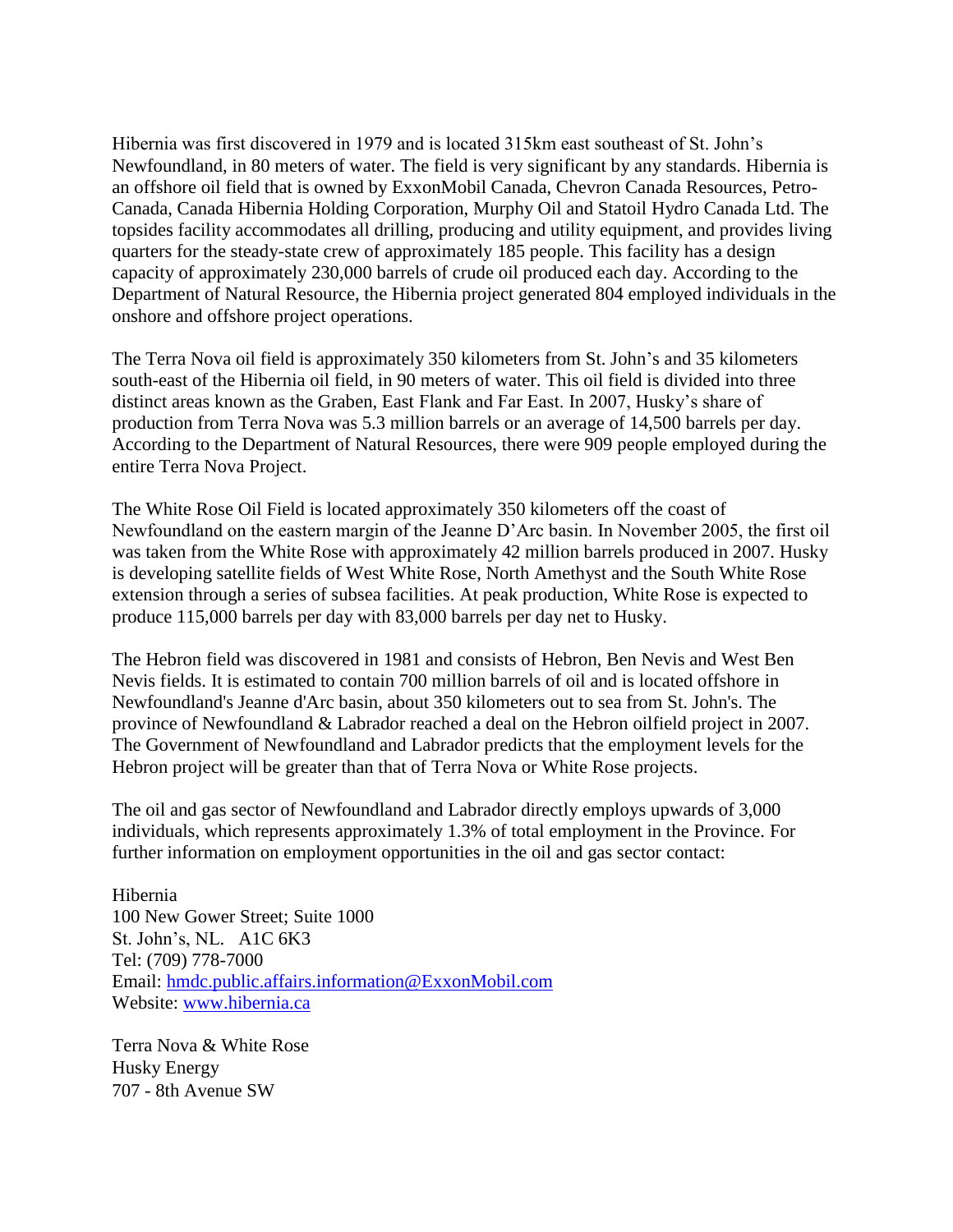Hibernia was first discovered in 1979 and is located 315km east southeast of St. John's Newfoundland, in 80 meters of water. The field is very significant by any standards. Hibernia is an offshore oil field that is owned by ExxonMobil Canada, Chevron Canada Resources, Petro-Canada, Canada Hibernia Holding Corporation, Murphy Oil and Statoil Hydro Canada Ltd. The topsides facility accommodates all drilling, producing and utility equipment, and provides living quarters for the steady-state crew of approximately 185 people. This facility has a design capacity of approximately 230,000 barrels of crude oil produced each day. According to the Department of Natural Resource, the Hibernia project generated 804 employed individuals in the onshore and offshore project operations.

The Terra Nova oil field is approximately 350 kilometers from St. John's and 35 kilometers south-east of the Hibernia oil field, in 90 meters of water. This oil field is divided into three distinct areas known as the Graben, East Flank and Far East. In 2007, Husky's share of production from Terra Nova was 5.3 million barrels or an average of 14,500 barrels per day. According to the Department of Natural Resources, there were 909 people employed during the entire Terra Nova Project.

The White Rose Oil Field is located approximately 350 kilometers off the coast of Newfoundland on the eastern margin of the Jeanne D'Arc basin. In November 2005, the first oil was taken from the White Rose with approximately 42 million barrels produced in 2007. Husky is developing satellite fields of West White Rose, North Amethyst and the South White Rose extension through a series of subsea facilities. At peak production, White Rose is expected to produce 115,000 barrels per day with 83,000 barrels per day net to Husky.

The Hebron field was discovered in 1981 and consists of Hebron, Ben Nevis and West Ben Nevis fields. It is estimated to contain 700 million barrels of oil and is located offshore in Newfoundland's Jeanne d'Arc basin, about 350 kilometers out to sea from St. John's. The province of Newfoundland & Labrador reached a deal on the Hebron oilfield project in 2007. The Government of Newfoundland and Labrador predicts that the employment levels for the Hebron project will be greater than that of Terra Nova or White Rose projects.

The oil and gas sector of Newfoundland and Labrador directly employs upwards of 3,000 individuals, which represents approximately 1.3% of total employment in the Province. For further information on employment opportunities in the oil and gas sector contact:

Hibernia
100 New Gower Street; Suite 1000
St. John's, NL. A1C 6K3
Tel: (709) 778-7000
Email: hmdc.public.affairs.information@ExxonMobil.com
Website: www.hibernia.ca

Terra Nova & White Rose
Husky Energy
707 - 8th Avenue SW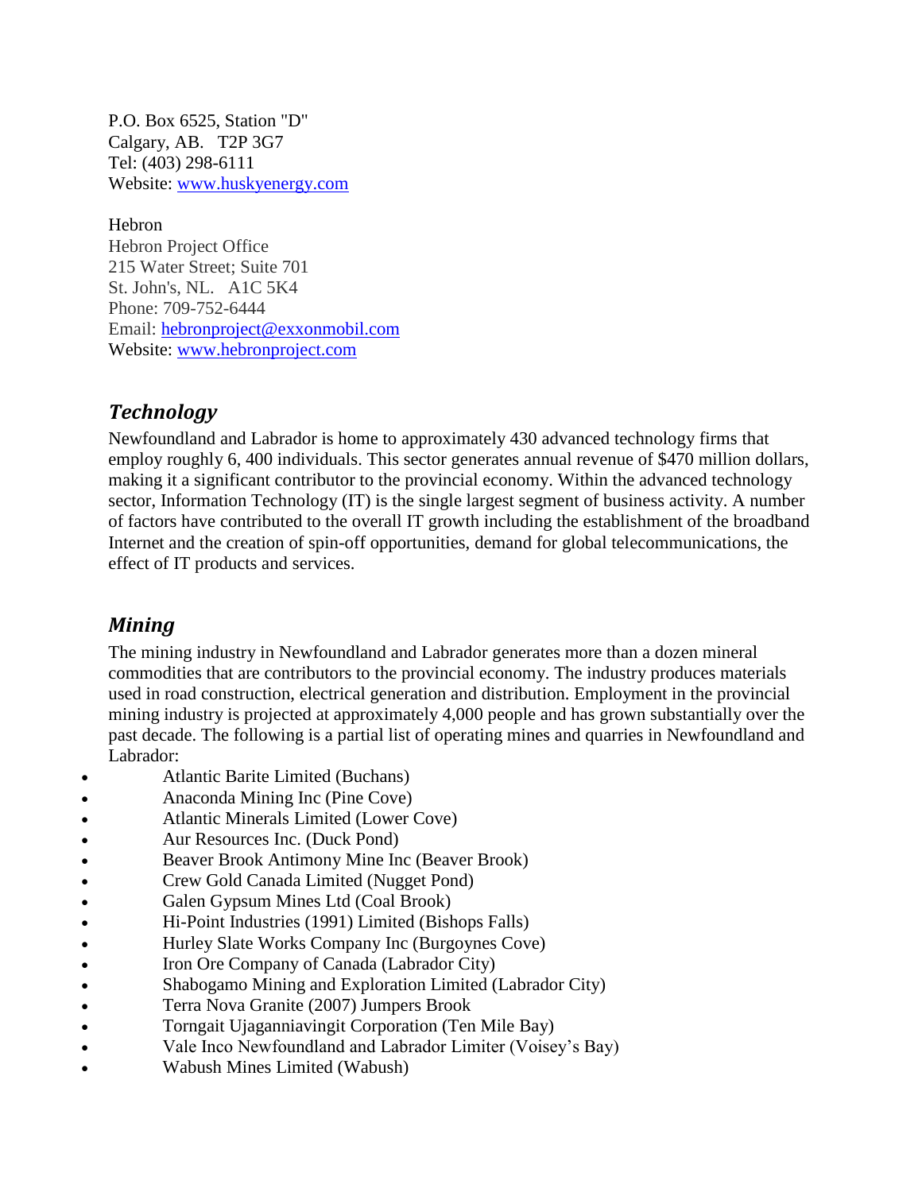P.O. Box 6525, Station "D"
Calgary, AB.   T2P 3G7
Tel: (403) 298-6111
Website: [www.huskyenergy.com](http://www.huskyenergy.com)

Hebron
Hebron Project Office
215 Water Street; Suite 701
St. John's, NL.   A1C 5K4
Phone: 709-752-6444
Email: [hebronproject@exxonmobil.com](mailto:hebronproject@exxonmobil.com)
Website: [www.hebronproject.com](http://www.hebronproject.com)

## *Technology*

Newfoundland and Labrador is home to approximately 430 advanced technology firms that employ roughly 6, 400 individuals. This sector generates annual revenue of $470 million dollars, making it a significant contributor to the provincial economy. Within the advanced technology sector, Information Technology (IT) is the single largest segment of business activity. A number of factors have contributed to the overall IT growth including the establishment of the broadband Internet and the creation of spin-off opportunities, demand for global telecommunications, the effect of IT products and services.

## *Mining*

The mining industry in Newfoundland and Labrador generates more than a dozen mineral commodities that are contributors to the provincial economy. The industry produces materials used in road construction, electrical generation and distribution. Employment in the provincial mining industry is projected at approximately 4,000 people and has grown substantially over the past decade. The following is a partial list of operating mines and quarries in Newfoundland and Labrador:

- Atlantic Barite Limited (Buchans)
- Anaconda Mining Inc (Pine Cove)
- Atlantic Minerals Limited (Lower Cove)
- Aur Resources Inc. (Duck Pond)
- Beaver Brook Antimony Mine Inc (Beaver Brook)
- Crew Gold Canada Limited (Nugget Pond)
- Galen Gypsum Mines Ltd (Coal Brook)
- Hi-Point Industries (1991) Limited (Bishops Falls)
- Hurley Slate Works Company Inc (Burgoynes Cove)
- Iron Ore Company of Canada (Labrador City)
- Shabogamo Mining and Exploration Limited (Labrador City)
- Terra Nova Granite (2007) Jumpers Brook
- Torngait Ujaganniavingit Corporation (Ten Mile Bay)
- Vale Inco Newfoundland and Labrador Limiter (Voisey's Bay)
- Wabush Mines Limited (Wabush)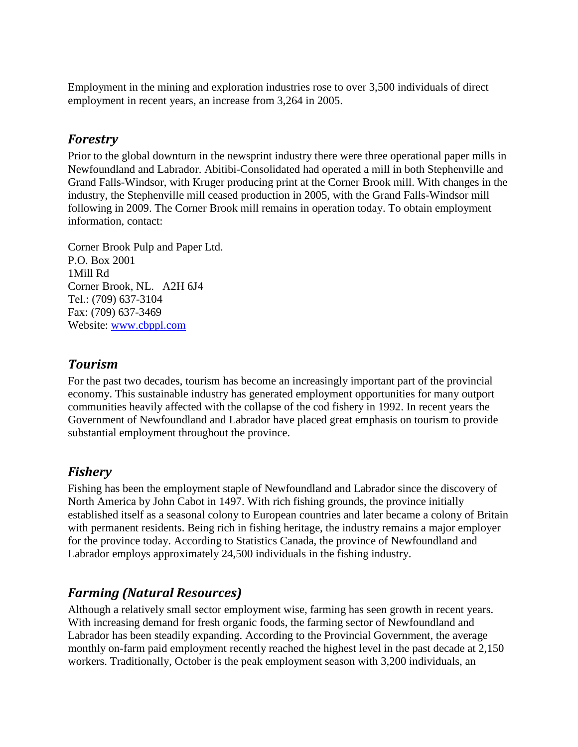Employment in the mining and exploration industries rose to over 3,500 individuals of direct employment in recent years, an increase from 3,264 in 2005.

## *Forestry*

Prior to the global downturn in the newsprint industry there were three operational paper mills in Newfoundland and Labrador. Abitibi-Consolidated had operated a mill in both Stephenville and Grand Falls-Windsor, with Kruger producing print at the Corner Brook mill. With changes in the industry, the Stephenville mill ceased production in 2005, with the Grand Falls-Windsor mill following in 2009. The Corner Brook mill remains in operation today. To obtain employment information, contact:

Corner Brook Pulp and Paper Ltd.
P.O. Box 2001
1Mill Rd
Corner Brook, NL. A2H 6J4
Tel.: (709) 637-3104
Fax: (709) 637-3469
Website: [www.cbppl.com](http://www.cbppl.com)

## *Tourism*

For the past two decades, tourism has become an increasingly important part of the provincial economy. This sustainable industry has generated employment opportunities for many outport communities heavily affected with the collapse of the cod fishery in 1992. In recent years the Government of Newfoundland and Labrador have placed great emphasis on tourism to provide substantial employment throughout the province.

## *Fishery*

Fishing has been the employment staple of Newfoundland and Labrador since the discovery of North America by John Cabot in 1497. With rich fishing grounds, the province initially established itself as a seasonal colony to European countries and later became a colony of Britain with permanent residents. Being rich in fishing heritage, the industry remains a major employer for the province today. According to Statistics Canada, the province of Newfoundland and Labrador employs approximately 24,500 individuals in the fishing industry.

## *Farming (Natural Resources)*

Although a relatively small sector employment wise, farming has seen growth in recent years. With increasing demand for fresh organic foods, the farming sector of Newfoundland and Labrador has been steadily expanding. According to the Provincial Government, the average monthly on-farm paid employment recently reached the highest level in the past decade at 2,150 workers. Traditionally, October is the peak employment season with 3,200 individuals, an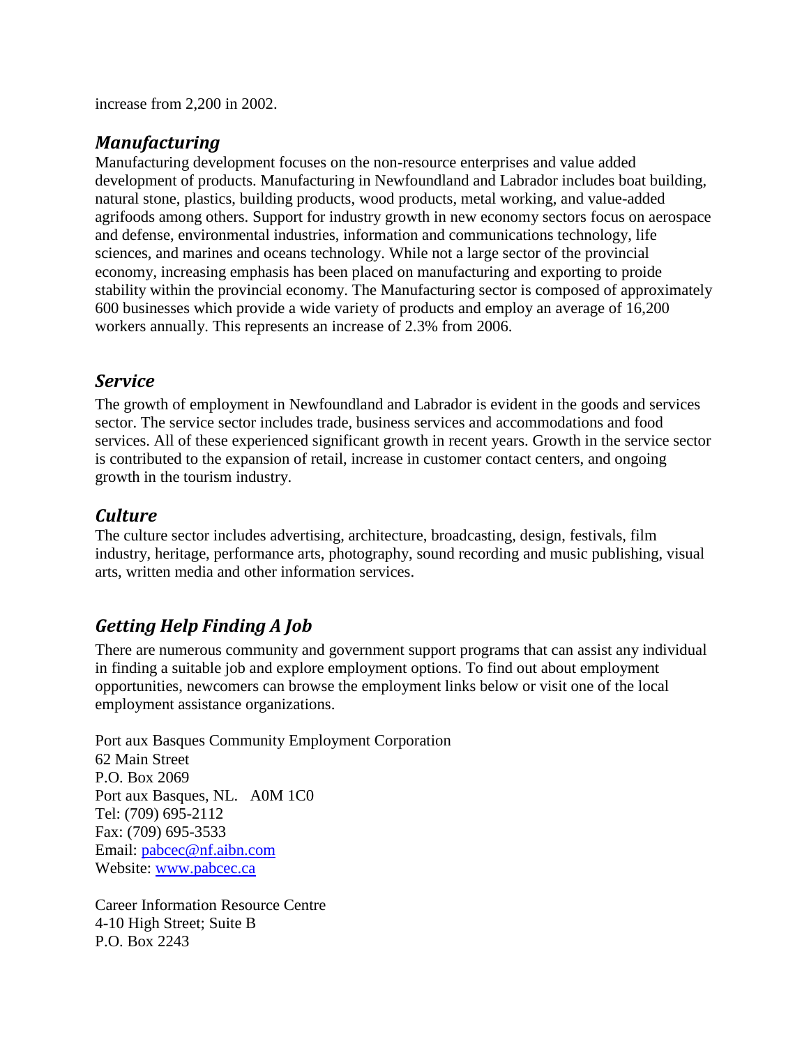increase from 2,200 in 2002.

## *Manufacturing*

Manufacturing development focuses on the non-resource enterprises and value added development of products. Manufacturing in Newfoundland and Labrador includes boat building, natural stone, plastics, building products, wood products, metal working, and value-added agrifoods among others. Support for industry growth in new economy sectors focus on aerospace and defense, environmental industries, information and communications technology, life sciences, and marines and oceans technology. While not a large sector of the provincial economy, increasing emphasis has been placed on manufacturing and exporting to proide stability within the provincial economy. The Manufacturing sector is composed of approximately 600 businesses which provide a wide variety of products and employ an average of 16,200 workers annually. This represents an increase of 2.3% from 2006.

## *Service*

The growth of employment in Newfoundland and Labrador is evident in the goods and services sector. The service sector includes trade, business services and accommodations and food services. All of these experienced significant growth in recent years. Growth in the service sector is contributed to the expansion of retail, increase in customer contact centers, and ongoing growth in the tourism industry.

## *Culture*

The culture sector includes advertising, architecture, broadcasting, design, festivals, film industry, heritage, performance arts, photography, sound recording and music publishing, visual arts, written media and other information services.

## *Getting Help Finding A Job*

There are numerous community and government support programs that can assist any individual in finding a suitable job and explore employment options. To find out about employment opportunities, newcomers can browse the employment links below or visit one of the local employment assistance organizations.

Port aux Basques Community Employment Corporation
62 Main Street
P.O. Box 2069
Port aux Basques, NL. A0M 1C0
Tel: (709) 695-2112
Fax: (709) 695-3533
Email: pabcec@nf.aibn.com
Website: www.pabcec.ca

Career Information Resource Centre
4-10 High Street; Suite B
P.O. Box 2243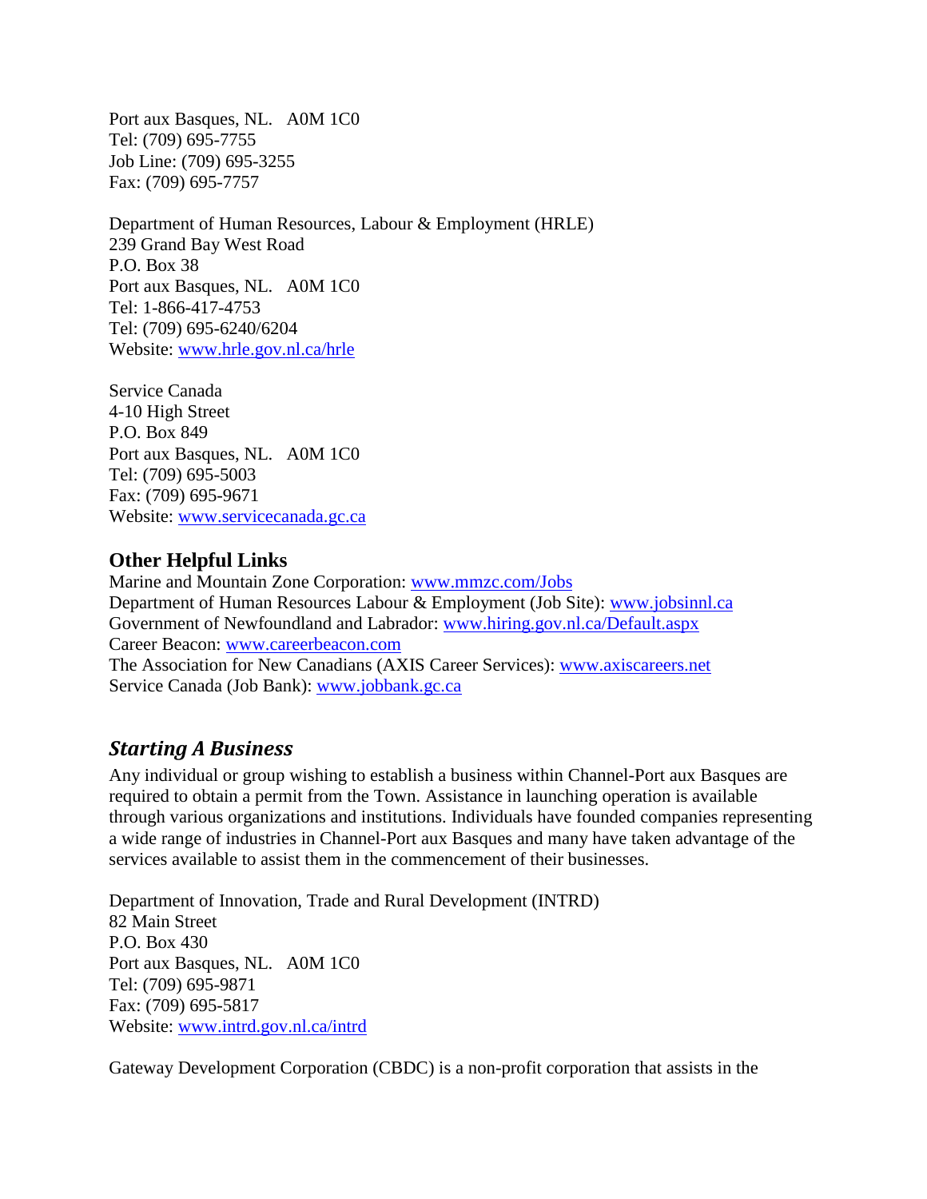Port aux Basques, NL.   A0M 1C0
Tel: (709) 695-7755
Job Line: (709) 695-3255
Fax: (709) 695-7757

Department of Human Resources, Labour & Employment (HRLE)
239 Grand Bay West Road
P.O. Box 38
Port aux Basques, NL.   A0M 1C0
Tel: 1-866-417-4753
Tel: (709) 695-6240/6204
Website: www.hrle.gov.nl.ca/hrle

Service Canada
4-10 High Street
P.O. Box 849
Port aux Basques, NL.   A0M 1C0
Tel: (709) 695-5003
Fax: (709) 695-9671
Website: www.servicecanada.gc.ca

### Other Helpful Links

Marine and Mountain Zone Corporation: www.mmzc.com/Jobs
Department of Human Resources Labour & Employment (Job Site): www.jobsinnl.ca
Government of Newfoundland and Labrador: www.hiring.gov.nl.ca/Default.aspx
Career Beacon: www.careerbeacon.com
The Association for New Canadians (AXIS Career Services): www.axiscareers.net
Service Canada (Job Bank): www.jobbank.gc.ca

## *Starting A Business*

Any individual or group wishing to establish a business within Channel-Port aux Basques are required to obtain a permit from the Town. Assistance in launching operation is available through various organizations and institutions. Individuals have founded companies representing a wide range of industries in Channel-Port aux Basques and many have taken advantage of the services available to assist them in the commencement of their businesses.

Department of Innovation, Trade and Rural Development (INTRD)
82 Main Street
P.O. Box 430
Port aux Basques, NL.   A0M 1C0
Tel: (709) 695-9871
Fax: (709) 695-5817
Website: www.intrd.gov.nl.ca/intrd

Gateway Development Corporation (CBDC) is a non-profit corporation that assists in the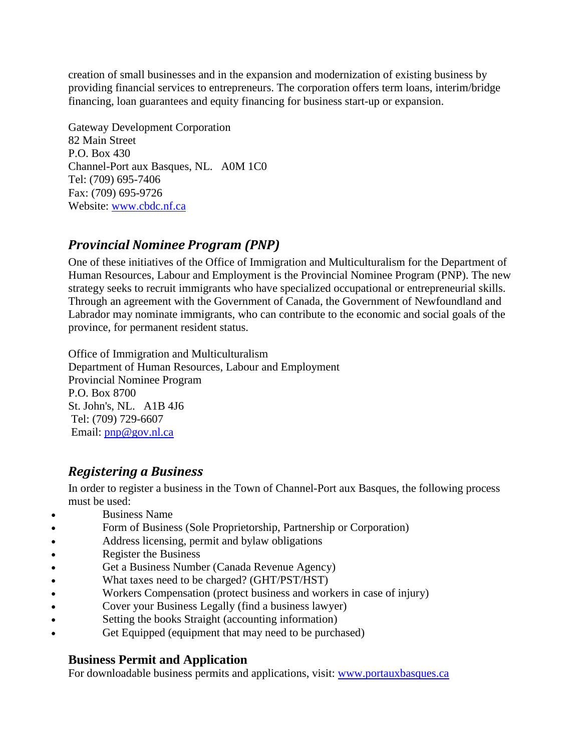creation of small businesses and in the expansion and modernization of existing business by providing financial services to entrepreneurs. The corporation offers term loans, interim/bridge financing, loan guarantees and equity financing for business start-up or expansion.

Gateway Development Corporation
82 Main Street
P.O. Box 430
Channel-Port aux Basques, NL. A0M 1C0
Tel: (709) 695-7406
Fax: (709) 695-9726
Website: www.cbdc.nf.ca

## *Provincial Nominee Program (PNP)*

One of these initiatives of the Office of Immigration and Multiculturalism for the Department of Human Resources, Labour and Employment is the Provincial Nominee Program (PNP). The new strategy seeks to recruit immigrants who have specialized occupational or entrepreneurial skills. Through an agreement with the Government of Canada, the Government of Newfoundland and Labrador may nominate immigrants, who can contribute to the economic and social goals of the province, for permanent resident status.

Office of Immigration and Multiculturalism
Department of Human Resources, Labour and Employment
Provincial Nominee Program
P.O. Box 8700
St. John's, NL. A1B 4J6
Tel: (709) 729-6607
Email: pnp@gov.nl.ca

## *Registering a Business*

In order to register a business in the Town of Channel-Port aux Basques, the following process must be used:

- Business Name
- Form of Business (Sole Proprietorship, Partnership or Corporation)
- Address licensing, permit and bylaw obligations
- Register the Business
- Get a Business Number (Canada Revenue Agency)
- What taxes need to be charged? (GHT/PST/HST)
- Workers Compensation (protect business and workers in case of injury)
- Cover your Business Legally (find a business lawyer)
- Setting the books Straight (accounting information)
- Get Equipped (equipment that may need to be purchased)

### **Business Permit and Application**

For downloadable business permits and applications, visit: www.portauxbasques.ca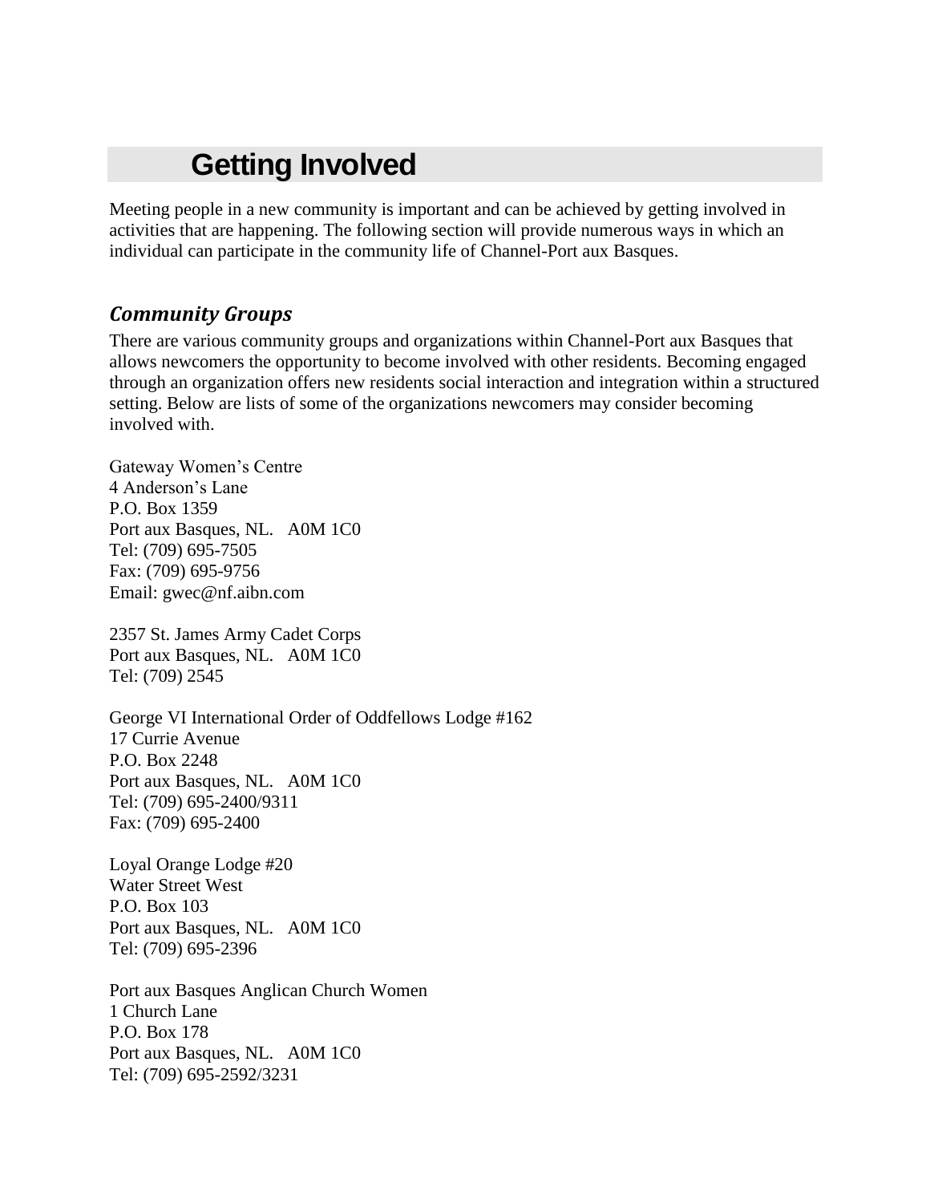# Getting Involved

Meeting people in a new community is important and can be achieved by getting involved in activities that are happening. The following section will provide numerous ways in which an individual can participate in the community life of Channel-Port aux Basques.

## *Community Groups*

There are various community groups and organizations within Channel-Port aux Basques that allows newcomers the opportunity to become involved with other residents. Becoming engaged through an organization offers new residents social interaction and integration within a structured setting. Below are lists of some of the organizations newcomers may consider becoming involved with.

Gateway Women's Centre
4 Anderson's Lane
P.O. Box 1359
Port aux Basques, NL. A0M 1C0
Tel: (709) 695-7505
Fax: (709) 695-9756
Email: gwec@nf.aibn.com

2357 St. James Army Cadet Corps
Port aux Basques, NL. A0M 1C0
Tel: (709) 2545

George VI International Order of Oddfellows Lodge #162
17 Currie Avenue
P.O. Box 2248
Port aux Basques, NL. A0M 1C0
Tel: (709) 695-2400/9311
Fax: (709) 695-2400

Loyal Orange Lodge #20
Water Street West
P.O. Box 103
Port aux Basques, NL. A0M 1C0
Tel: (709) 695-2396

Port aux Basques Anglican Church Women
1 Church Lane
P.O. Box 178
Port aux Basques, NL. A0M 1C0
Tel: (709) 695-2592/3231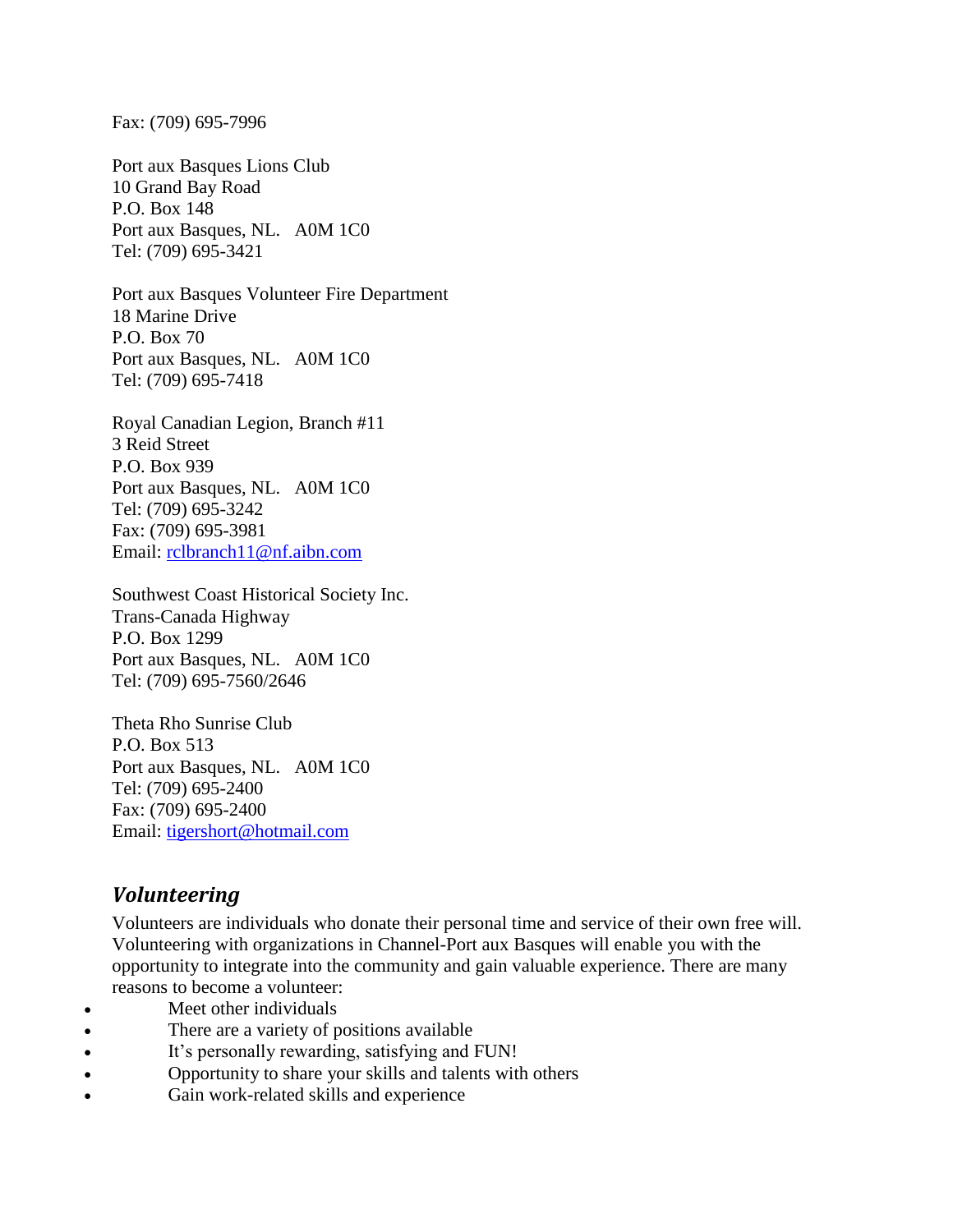Fax: (709) 695-7996

Port aux Basques Lions Club
10 Grand Bay Road
P.O. Box 148
Port aux Basques, NL. A0M 1C0
Tel: (709) 695-3421

Port aux Basques Volunteer Fire Department
18 Marine Drive
P.O. Box 70
Port aux Basques, NL. A0M 1C0
Tel: (709) 695-7418

Royal Canadian Legion, Branch #11
3 Reid Street
P.O. Box 939
Port aux Basques, NL. A0M 1C0
Tel: (709) 695-3242
Fax: (709) 695-3981
Email: rclbranch11@nf.aibn.com

Southwest Coast Historical Society Inc.
Trans-Canada Highway
P.O. Box 1299
Port aux Basques, NL. A0M 1C0
Tel: (709) 695-7560/2646

Theta Rho Sunrise Club
P.O. Box 513
Port aux Basques, NL. A0M 1C0
Tel: (709) 695-2400
Fax: (709) 695-2400
Email: tigershort@hotmail.com

## *Volunteering*

Volunteers are individuals who donate their personal time and service of their own free will. Volunteering with organizations in Channel-Port aux Basques will enable you with the opportunity to integrate into the community and gain valuable experience. There are many reasons to become a volunteer:

- Meet other individuals
- There are a variety of positions available
- It's personally rewarding, satisfying and FUN!
- Opportunity to share your skills and talents with others
- Gain work-related skills and experience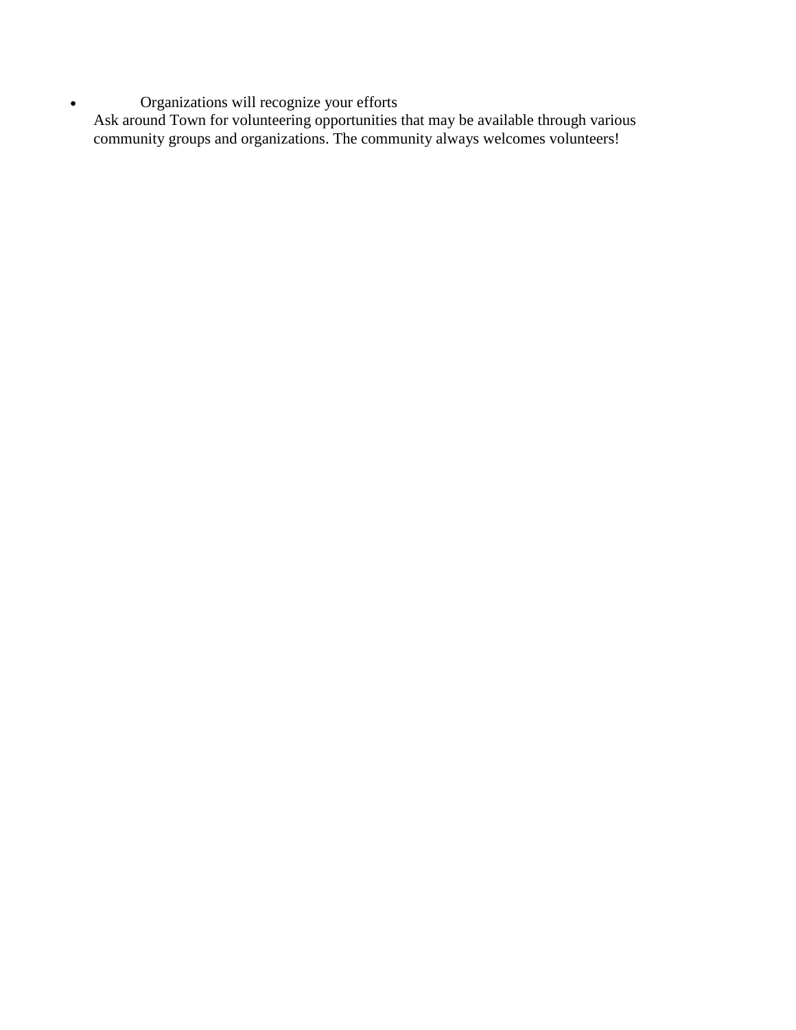- Organizations will recognize your efforts

Ask around Town for volunteering opportunities that may be available through various community groups and organizations. The community always welcomes volunteers!